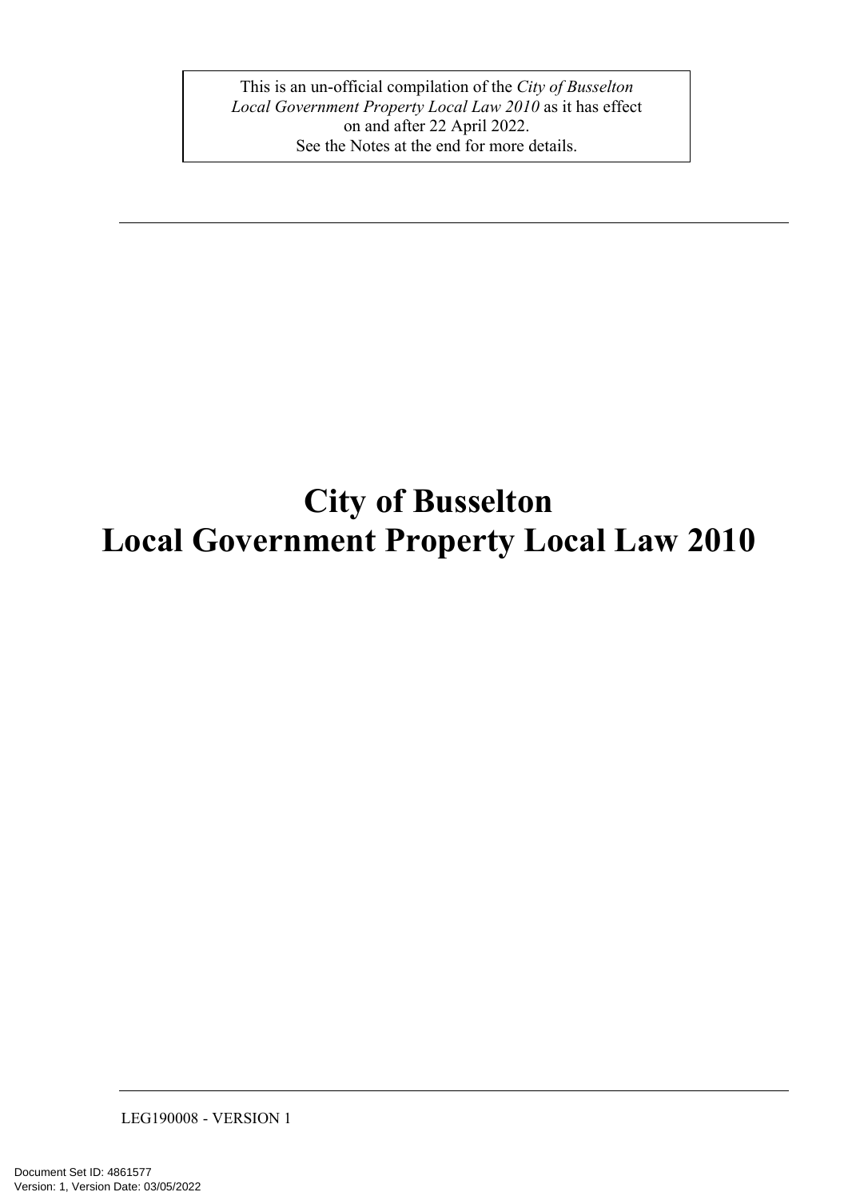This is an un-official compilation of the *City of Busselton Local Government Property Local Law 2010* as it has effect on and after 22 April 2022.
See the Notes at the end for more details.

# City of Busselton
# Local Government Property Local Law 2010

LEG190008 - VERSION 1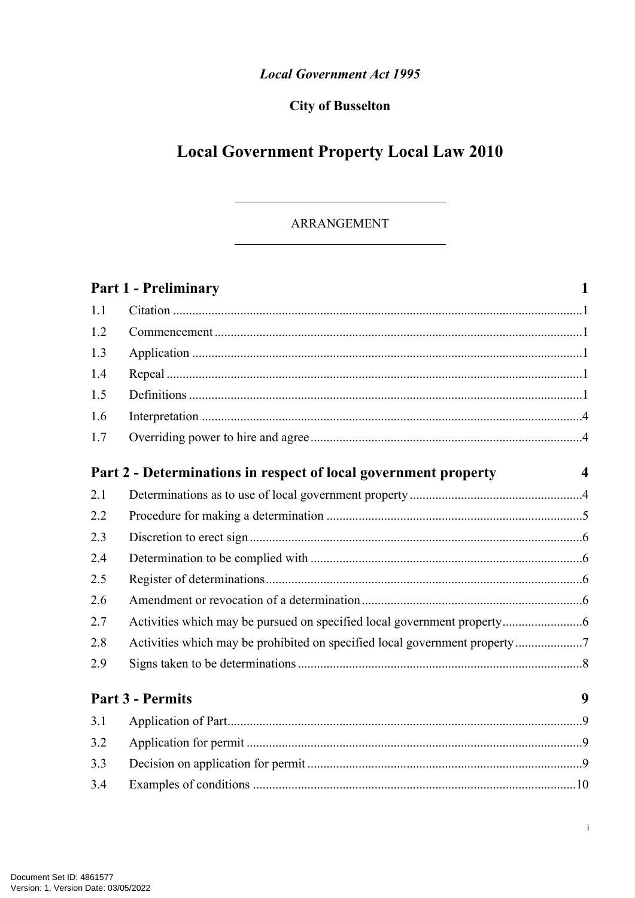*Local Government Act 1995*

**City of Busselton**

# Local Government Property Local Law 2010

ARRANGEMENT

## Part 1 - Preliminary 1

1.1 Citation 1
1.2 Commencement 1
1.3 Application 1
1.4 Repeal 1
1.5 Definitions 1
1.6 Interpretation 4
1.7 Overriding power to hire and agree 4

## Part 2 - Determinations in respect of local government property 4

2.1 Determinations as to use of local government property 4
2.2 Procedure for making a determination 5
2.3 Discretion to erect sign 6
2.4 Determination to be complied with 6
2.5 Register of determinations 6
2.6 Amendment or revocation of a determination 6
2.7 Activities which may be pursued on specified local government property 6
2.8 Activities which may be prohibited on specified local government property 7
2.9 Signs taken to be determinations 8

## Part 3 - Permits 9

3.1 Application of Part 9
3.2 Application for permit 9
3.3 Decision on application for permit 9
3.4 Examples of conditions 10

Document Set ID: 4861577
Version: 1, Version Date: 03/05/2022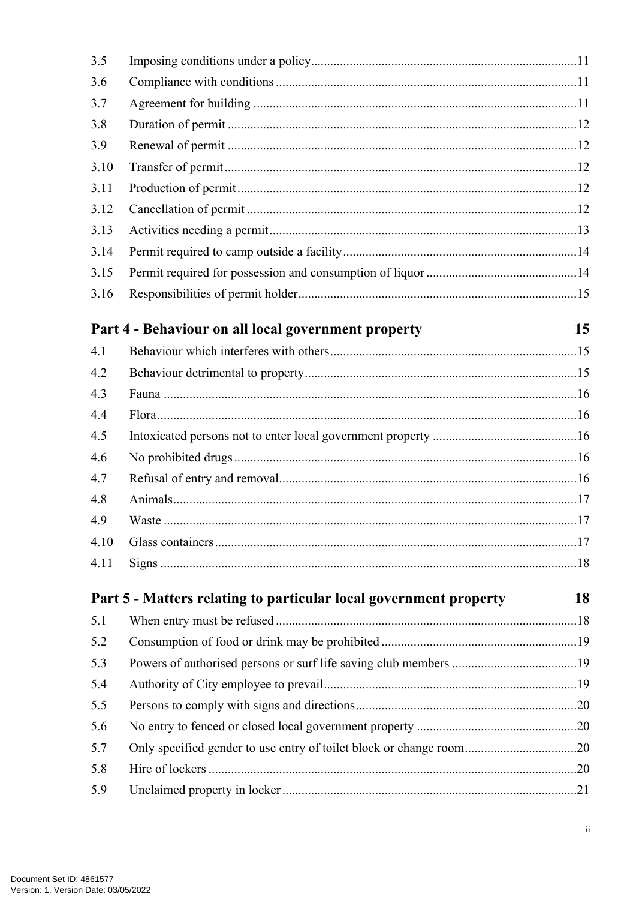| | | |
|---|---|---|
| 3.5 | Imposing conditions under a policy | 11 |
| 3.6 | Compliance with conditions | 11 |
| 3.7 | Agreement for building | 11 |
| 3.8 | Duration of permit | 12 |
| 3.9 | Renewal of permit | 12 |
| 3.10 | Transfer of permit | 12 |
| 3.11 | Production of permit | 12 |
| 3.12 | Cancellation of permit | 12 |
| 3.13 | Activities needing a permit | 13 |
| 3.14 | Permit required to camp outside a facility | 14 |
| 3.15 | Permit required for possession and consumption of liquor | 14 |
| 3.16 | Responsibilities of permit holder | 15 |

**Part 4 - Behaviour on all local government property** **15**

| | | |
|---|---|---|
| 4.1 | Behaviour which interferes with others | 15 |
| 4.2 | Behaviour detrimental to property | 15 |
| 4.3 | Fauna | 16 |
| 4.4 | Flora | 16 |
| 4.5 | Intoxicated persons not to enter local government property | 16 |
| 4.6 | No prohibited drugs | 16 |
| 4.7 | Refusal of entry and removal | 16 |
| 4.8 | Animals | 17 |
| 4.9 | Waste | 17 |
| 4.10 | Glass containers | 17 |
| 4.11 | Signs | 18 |

**Part 5 - Matters relating to particular local government property** **18**

| | | |
|---|---|---|
| 5.1 | When entry must be refused | 18 |
| 5.2 | Consumption of food or drink may be prohibited | 19 |
| 5.3 | Powers of authorised persons or surf life saving club members | 19 |
| 5.4 | Authority of City employee to prevail | 19 |
| 5.5 | Persons to comply with signs and directions | 20 |
| 5.6 | No entry to fenced or closed local government property | 20 |
| 5.7 | Only specified gender to use entry of toilet block or change room | 20 |
| 5.8 | Hire of lockers | 20 |
| 5.9 | Unclaimed property in locker | 21 |

Document Set ID: 4861577
Version: 1, Version Date: 03/05/2022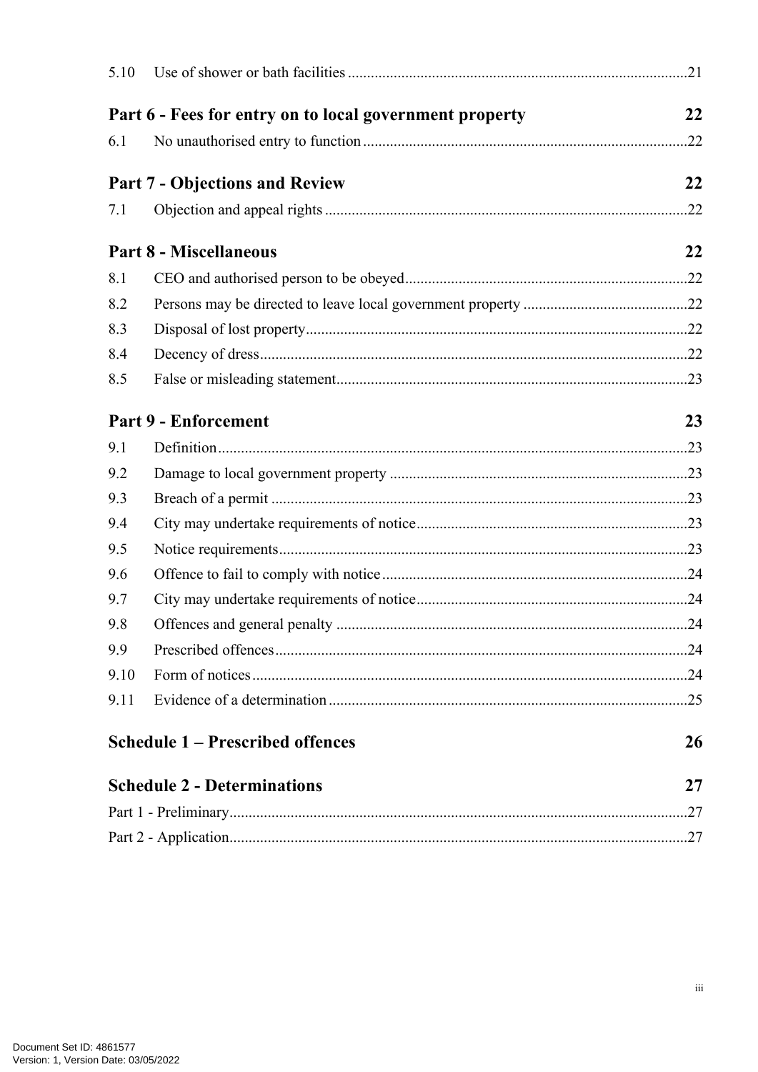5.10 Use of shower or bath facilities ........................................................................................21

**Part 6 - Fees for entry on to local government property 22**

6.1 No unauthorised entry to function ....................................................................................22

**Part 7 - Objections and Review 22**

7.1 Objection and appeal rights ..............................................................................................22

**Part 8 - Miscellaneous 22**

8.1 CEO and authorised person to be obeyed.........................................................................22

8.2 Persons may be directed to leave local government property ...........................................22

8.3 Disposal of lost property...................................................................................................22

8.4 Decency of dress...............................................................................................................22

8.5 False or misleading statement...........................................................................................23

**Part 9 - Enforcement 23**

9.1 Definition..........................................................................................................................23

9.2 Damage to local government property .............................................................................23

9.3 Breach of a permit ............................................................................................................23

9.4 City may undertake requirements of notice......................................................................23

9.5 Notice requirements..........................................................................................................23

9.6 Offence to fail to comply with notice...............................................................................24

9.7 City may undertake requirements of notice......................................................................24

9.8 Offences and general penalty ...........................................................................................24

9.9 Prescribed offences...........................................................................................................24

9.10 Form of notices.................................................................................................................24

9.11 Evidence of a determination .............................................................................................25

**Schedule 1 – Prescribed offences 26**

**Schedule 2 - Determinations 27**

Part 1 - Preliminary......................................................................................................................27

Part 2 - Application......................................................................................................................27

Document Set ID: 4861577
Version: 1, Version Date: 03/05/2022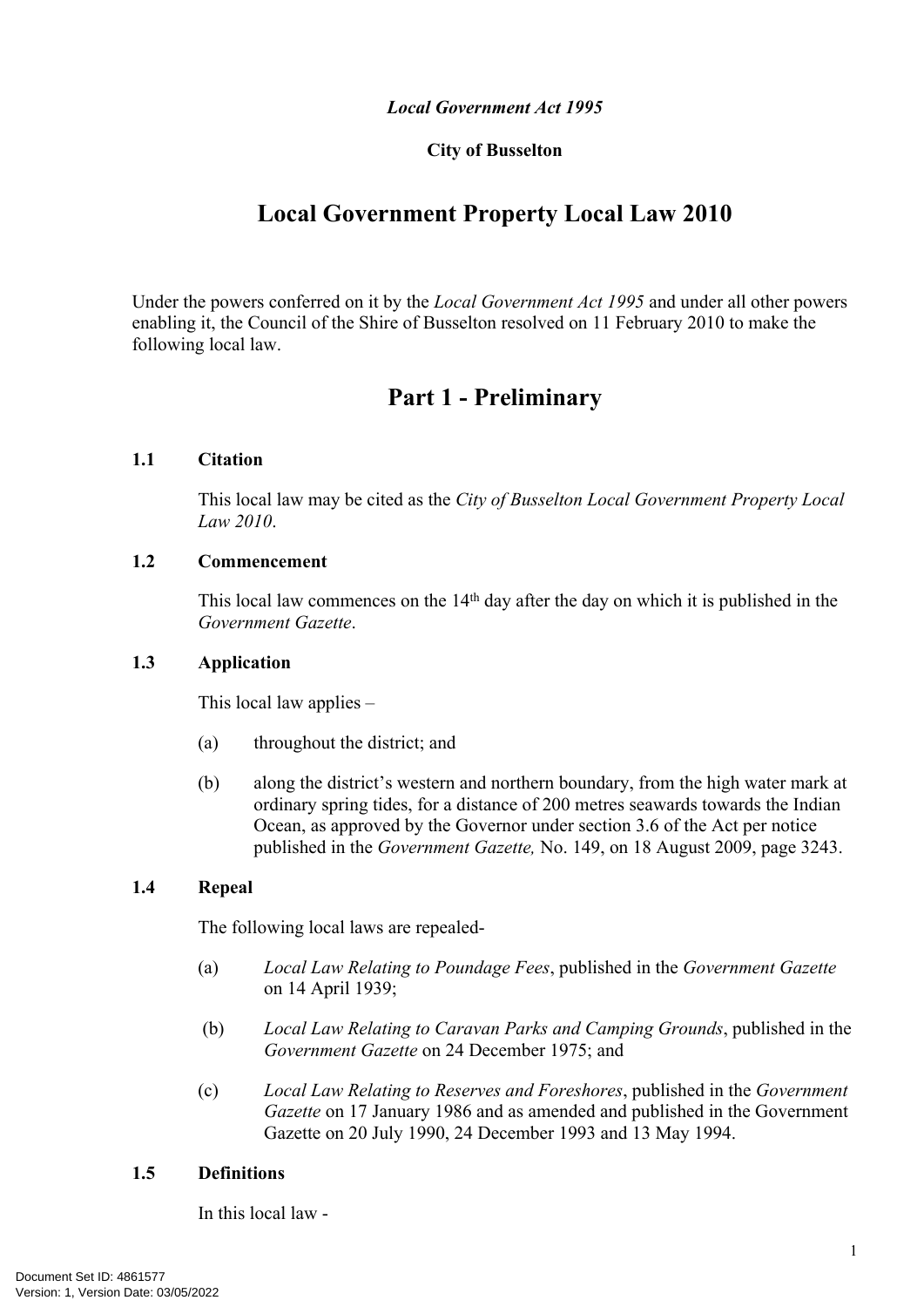*Local Government Act 1995*

**City of Busselton**

# Local Government Property Local Law 2010

Under the powers conferred on it by the *Local Government Act 1995* and under all other powers enabling it, the Council of the Shire of Busselton resolved on 11 February 2010 to make the following local law.

## Part 1 - Preliminary

### 1.1 Citation

This local law may be cited as the *City of Busselton Local Government Property Local Law 2010*.

### 1.2 Commencement

This local law commences on the 14th day after the day on which it is published in the *Government Gazette*.

### 1.3 Application

This local law applies –

(a) throughout the district; and

(b) along the district's western and northern boundary, from the high water mark at ordinary spring tides, for a distance of 200 metres seawards towards the Indian Ocean, as approved by the Governor under section 3.6 of the Act per notice published in the *Government Gazette,* No. 149, on 18 August 2009, page 3243.

### 1.4 Repeal

The following local laws are repealed-

(a) *Local Law Relating to Poundage Fees*, published in the *Government Gazette* on 14 April 1939;

(b) *Local Law Relating to Caravan Parks and Camping Grounds*, published in the *Government Gazette* on 24 December 1975; and

(c) *Local Law Relating to Reserves and Foreshores*, published in the *Government Gazette* on 17 January 1986 and as amended and published in the Government Gazette on 20 July 1990, 24 December 1993 and 13 May 1994.

### 1.5 Definitions

In this local law -

Document Set ID: 4861577
Version: 1, Version Date: 03/05/2022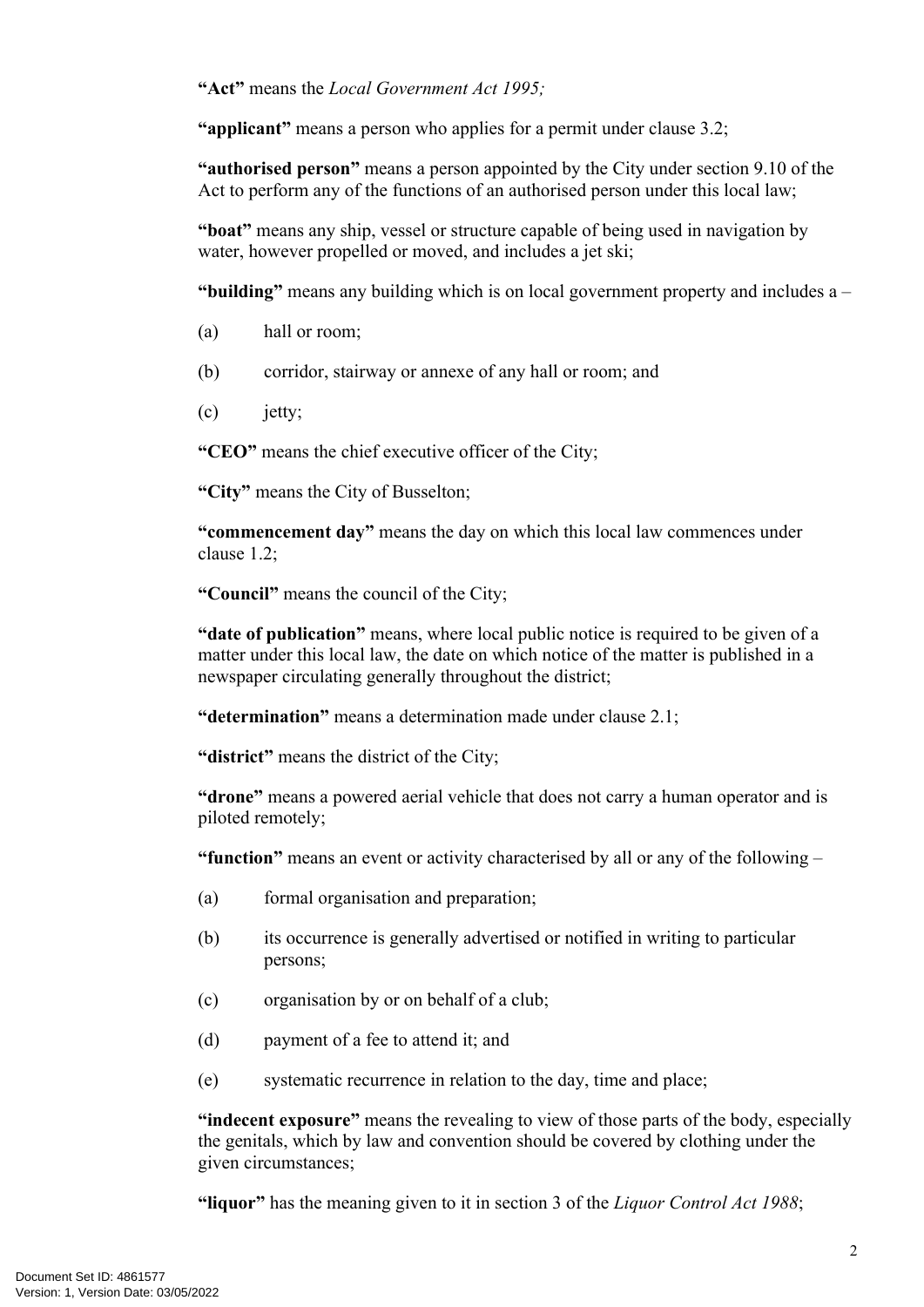**"Act"** means the *Local Government Act 1995;*

**"applicant"** means a person who applies for a permit under clause 3.2;

**"authorised person"** means a person appointed by the City under section 9.10 of the Act to perform any of the functions of an authorised person under this local law;

**"boat"** means any ship, vessel or structure capable of being used in navigation by water, however propelled or moved, and includes a jet ski;

**"building"** means any building which is on local government property and includes a –

(a) hall or room;

(b) corridor, stairway or annexe of any hall or room; and

(c) jetty;

**"CEO"** means the chief executive officer of the City;

**"City"** means the City of Busselton;

**"commencement day"** means the day on which this local law commences under clause 1.2;

**"Council"** means the council of the City;

**"date of publication"** means, where local public notice is required to be given of a matter under this local law, the date on which notice of the matter is published in a newspaper circulating generally throughout the district;

**"determination"** means a determination made under clause 2.1;

**"district"** means the district of the City;

**"drone"** means a powered aerial vehicle that does not carry a human operator and is piloted remotely;

**"function"** means an event or activity characterised by all or any of the following –

(a) formal organisation and preparation;

(b) its occurrence is generally advertised or notified in writing to particular persons;

(c) organisation by or on behalf of a club;

(d) payment of a fee to attend it; and

(e) systematic recurrence in relation to the day, time and place;

**"indecent exposure"** means the revealing to view of those parts of the body, especially the genitals, which by law and convention should be covered by clothing under the given circumstances;

**"liquor"** has the meaning given to it in section 3 of the *Liquor Control Act 1988*;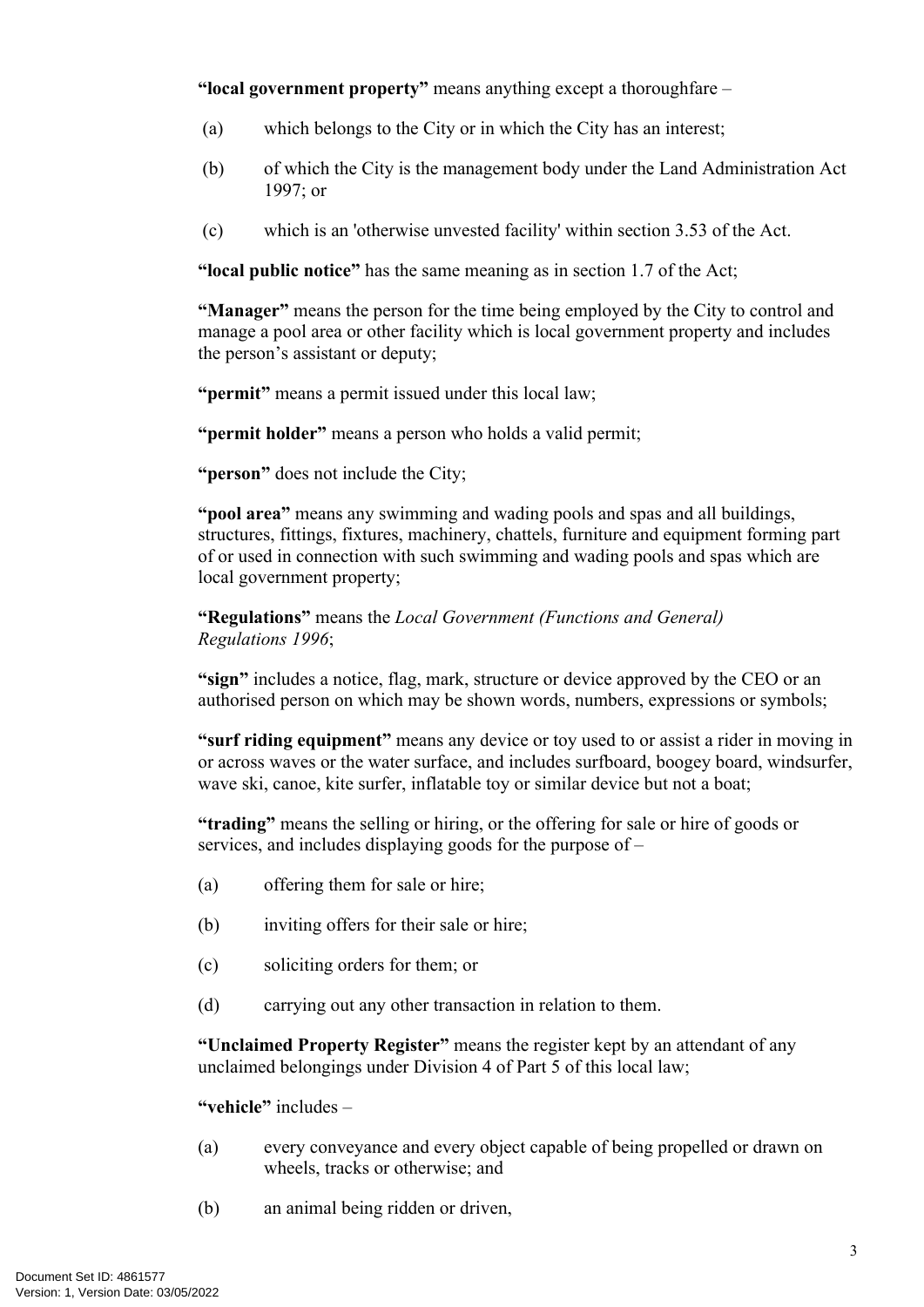**"local government property"** means anything except a thoroughfare –

(a) which belongs to the City or in which the City has an interest;

(b) of which the City is the management body under the Land Administration Act 1997; or

(c) which is an 'otherwise unvested facility' within section 3.53 of the Act.

**"local public notice"** has the same meaning as in section 1.7 of the Act;

**"Manager"** means the person for the time being employed by the City to control and manage a pool area or other facility which is local government property and includes the person's assistant or deputy;

**"permit"** means a permit issued under this local law;

**"permit holder"** means a person who holds a valid permit;

**"person"** does not include the City;

**"pool area"** means any swimming and wading pools and spas and all buildings, structures, fittings, fixtures, machinery, chattels, furniture and equipment forming part of or used in connection with such swimming and wading pools and spas which are local government property;

**"Regulations"** means the *Local Government (Functions and General) Regulations 1996*;

**"sign"** includes a notice, flag, mark, structure or device approved by the CEO or an authorised person on which may be shown words, numbers, expressions or symbols;

**"surf riding equipment"** means any device or toy used to or assist a rider in moving in or across waves or the water surface, and includes surfboard, boogey board, windsurfer, wave ski, canoe, kite surfer, inflatable toy or similar device but not a boat;

**"trading"** means the selling or hiring, or the offering for sale or hire of goods or services, and includes displaying goods for the purpose of –

(a) offering them for sale or hire;

(b) inviting offers for their sale or hire;

(c) soliciting orders for them; or

(d) carrying out any other transaction in relation to them.

**"Unclaimed Property Register"** means the register kept by an attendant of any unclaimed belongings under Division 4 of Part 5 of this local law;

**"vehicle"** includes –

(a) every conveyance and every object capable of being propelled or drawn on wheels, tracks or otherwise; and

(b) an animal being ridden or driven,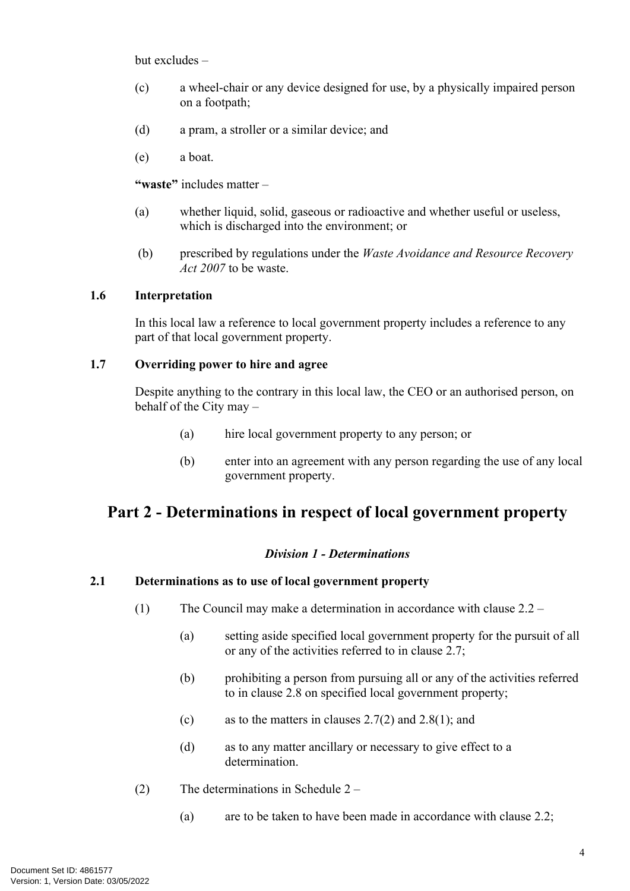but excludes –

(c) a wheel-chair or any device designed for use, by a physically impaired person on a footpath;

(d) a pram, a stroller or a similar device; and

(e) a boat.

**"waste"** includes matter –

(a) whether liquid, solid, gaseous or radioactive and whether useful or useless, which is discharged into the environment; or

(b) prescribed by regulations under the *Waste Avoidance and Resource Recovery Act 2007* to be waste.

**1.6 Interpretation**

In this local law a reference to local government property includes a reference to any part of that local government property.

**1.7 Overriding power to hire and agree**

Despite anything to the contrary in this local law, the CEO or an authorised person, on behalf of the City may –

(a) hire local government property to any person; or

(b) enter into an agreement with any person regarding the use of any local government property.

# Part 2 - Determinations in respect of local government property

### *Division 1 - Determinations*

**2.1 Determinations as to use of local government property**

(1) The Council may make a determination in accordance with clause 2.2 –

(a) setting aside specified local government property for the pursuit of all or any of the activities referred to in clause 2.7;

(b) prohibiting a person from pursuing all or any of the activities referred to in clause 2.8 on specified local government property;

(c) as to the matters in clauses 2.7(2) and 2.8(1); and

(d) as to any matter ancillary or necessary to give effect to a determination.

(2) The determinations in Schedule 2 –

(a) are to be taken to have been made in accordance with clause 2.2;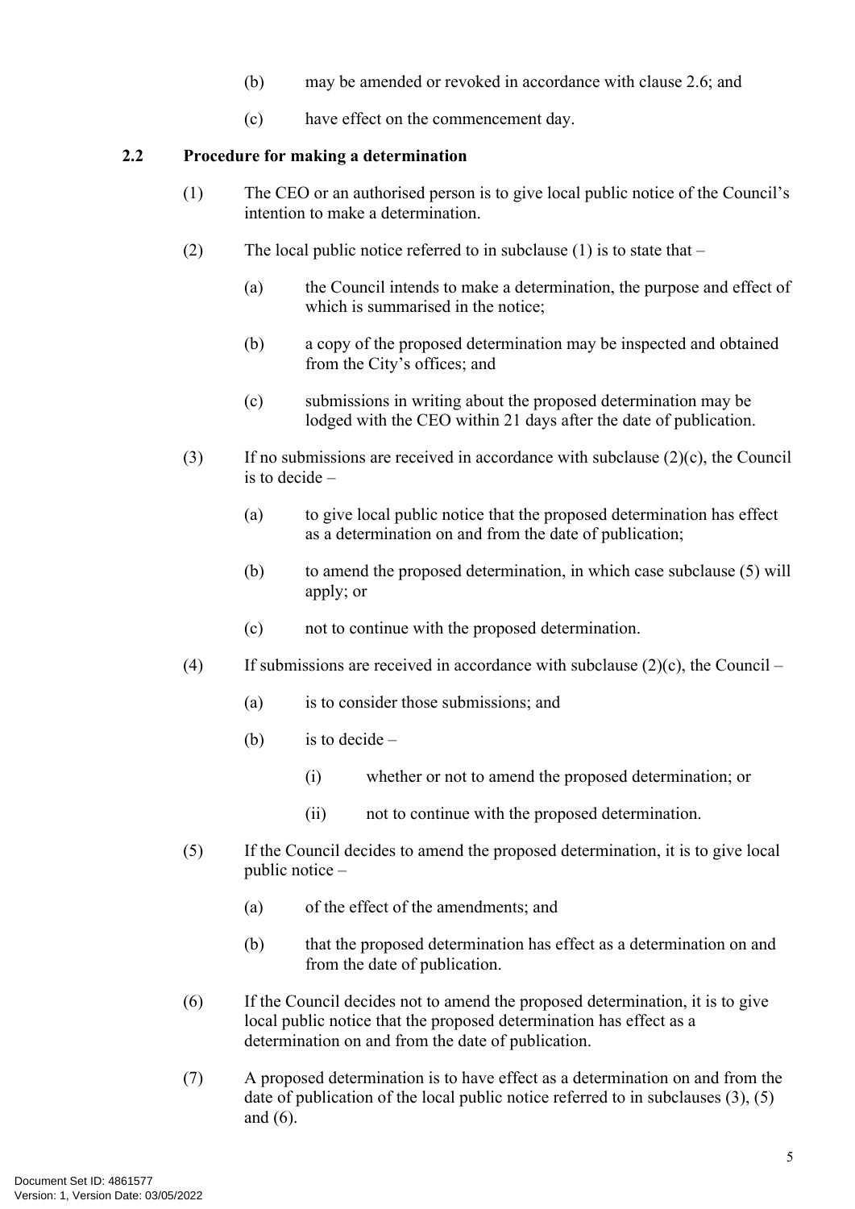(b) may be amended or revoked in accordance with clause 2.6; and

(c) have effect on the commencement day.

### 2.2 Procedure for making a determination

(1) The CEO or an authorised person is to give local public notice of the Council's intention to make a determination.

(2) The local public notice referred to in subclause (1) is to state that –

(a) the Council intends to make a determination, the purpose and effect of which is summarised in the notice;

(b) a copy of the proposed determination may be inspected and obtained from the City's offices; and

(c) submissions in writing about the proposed determination may be lodged with the CEO within 21 days after the date of publication.

(3) If no submissions are received in accordance with subclause (2)(c), the Council is to decide –

(a) to give local public notice that the proposed determination has effect as a determination on and from the date of publication;

(b) to amend the proposed determination, in which case subclause (5) will apply; or

(c) not to continue with the proposed determination.

(4) If submissions are received in accordance with subclause (2)(c), the Council –

(a) is to consider those submissions; and

(b) is to decide –

(i) whether or not to amend the proposed determination; or

(ii) not to continue with the proposed determination.

(5) If the Council decides to amend the proposed determination, it is to give local public notice –

(a) of the effect of the amendments; and

(b) that the proposed determination has effect as a determination on and from the date of publication.

(6) If the Council decides not to amend the proposed determination, it is to give local public notice that the proposed determination has effect as a determination on and from the date of publication.

(7) A proposed determination is to have effect as a determination on and from the date of publication of the local public notice referred to in subclauses (3), (5) and (6).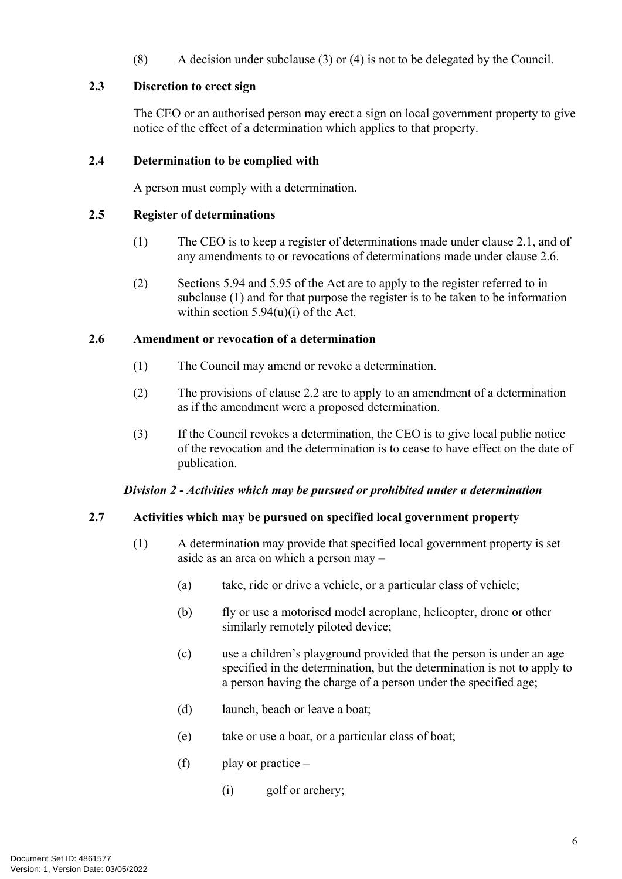(8) A decision under subclause (3) or (4) is not to be delegated by the Council.

### 2.3 Discretion to erect sign

The CEO or an authorised person may erect a sign on local government property to give notice of the effect of a determination which applies to that property.

### 2.4 Determination to be complied with

A person must comply with a determination.

### 2.5 Register of determinations

(1) The CEO is to keep a register of determinations made under clause 2.1, and of any amendments to or revocations of determinations made under clause 2.6.

(2) Sections 5.94 and 5.95 of the Act are to apply to the register referred to in subclause (1) and for that purpose the register is to be taken to be information within section 5.94(u)(i) of the Act.

### 2.6 Amendment or revocation of a determination

(1) The Council may amend or revoke a determination.

(2) The provisions of clause 2.2 are to apply to an amendment of a determination as if the amendment were a proposed determination.

(3) If the Council revokes a determination, the CEO is to give local public notice of the revocation and the determination is to cease to have effect on the date of publication.

***Division 2 - Activities which may be pursued or prohibited under a determination***

### 2.7 Activities which may be pursued on specified local government property

(1) A determination may provide that specified local government property is set aside as an area on which a person may –

(a) take, ride or drive a vehicle, or a particular class of vehicle;

(b) fly or use a motorised model aeroplane, helicopter, drone or other similarly remotely piloted device;

(c) use a children's playground provided that the person is under an age specified in the determination, but the determination is not to apply to a person having the charge of a person under the specified age;

(d) launch, beach or leave a boat;

(e) take or use a boat, or a particular class of boat;

(f) play or practice –

(i) golf or archery;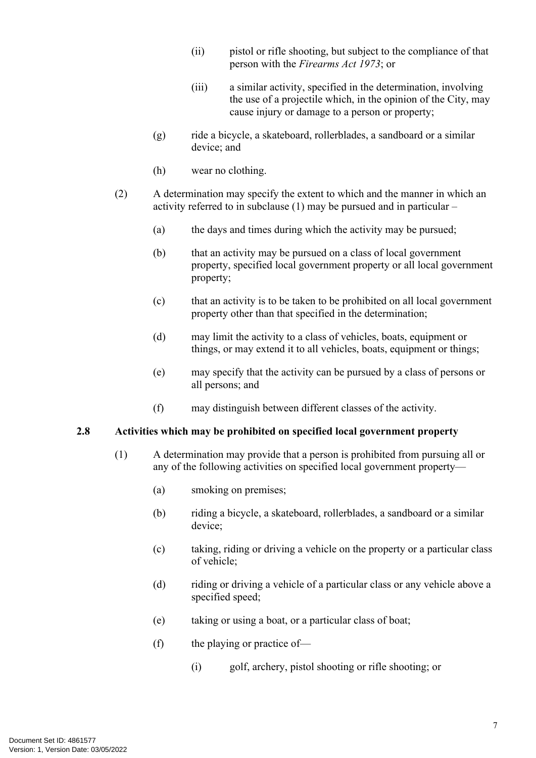(ii) pistol or rifle shooting, but subject to the compliance of that person with the *Firearms Act 1973*; or

(iii) a similar activity, specified in the determination, involving the use of a projectile which, in the opinion of the City, may cause injury or damage to a person or property;

(g) ride a bicycle, a skateboard, rollerblades, a sandboard or a similar device; and

(h) wear no clothing.

(2) A determination may specify the extent to which and the manner in which an activity referred to in subclause (1) may be pursued and in particular –

(a) the days and times during which the activity may be pursued;

(b) that an activity may be pursued on a class of local government property, specified local government property or all local government property;

(c) that an activity is to be taken to be prohibited on all local government property other than that specified in the determination;

(d) may limit the activity to a class of vehicles, boats, equipment or things, or may extend it to all vehicles, boats, equipment or things;

(e) may specify that the activity can be pursued by a class of persons or all persons; and

(f) may distinguish between different classes of the activity.

**2.8 Activities which may be prohibited on specified local government property**

(1) A determination may provide that a person is prohibited from pursuing all or any of the following activities on specified local government property—

(a) smoking on premises;

(b) riding a bicycle, a skateboard, rollerblades, a sandboard or a similar device;

(c) taking, riding or driving a vehicle on the property or a particular class of vehicle;

(d) riding or driving a vehicle of a particular class or any vehicle above a specified speed;

(e) taking or using a boat, or a particular class of boat;

(f) the playing or practice of—

(i) golf, archery, pistol shooting or rifle shooting; or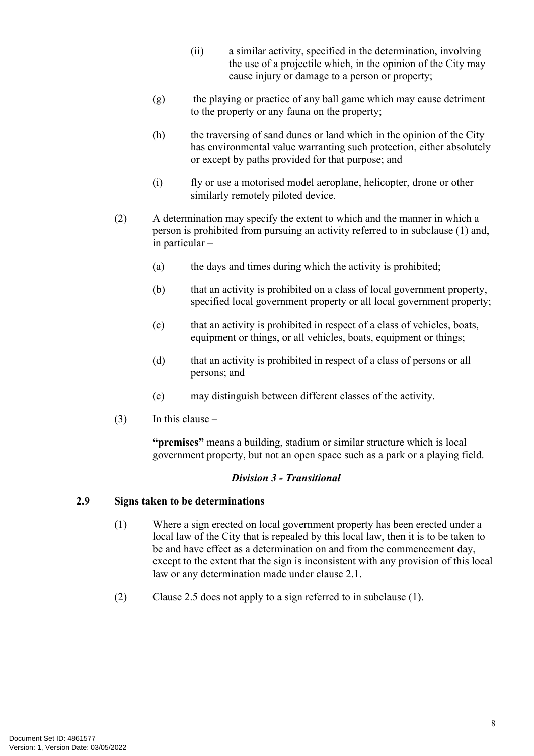(ii) a similar activity, specified in the determination, involving the use of a projectile which, in the opinion of the City may cause injury or damage to a person or property;

(g) the playing or practice of any ball game which may cause detriment to the property or any fauna on the property;

(h) the traversing of sand dunes or land which in the opinion of the City has environmental value warranting such protection, either absolutely or except by paths provided for that purpose; and

(i) fly or use a motorised model aeroplane, helicopter, drone or other similarly remotely piloted device.

(2) A determination may specify the extent to which and the manner in which a person is prohibited from pursuing an activity referred to in subclause (1) and, in particular –

(a) the days and times during which the activity is prohibited;

(b) that an activity is prohibited on a class of local government property, specified local government property or all local government property;

(c) that an activity is prohibited in respect of a class of vehicles, boats, equipment or things, or all vehicles, boats, equipment or things;

(d) that an activity is prohibited in respect of a class of persons or all persons; and

(e) may distinguish between different classes of the activity.

(3) In this clause –

**"premises"** means a building, stadium or similar structure which is local government property, but not an open space such as a park or a playing field.

***Division 3 - Transitional***

**2.9 Signs taken to be determinations**

(1) Where a sign erected on local government property has been erected under a local law of the City that is repealed by this local law, then it is to be taken to be and have effect as a determination on and from the commencement day, except to the extent that the sign is inconsistent with any provision of this local law or any determination made under clause 2.1.

(2) Clause 2.5 does not apply to a sign referred to in subclause (1).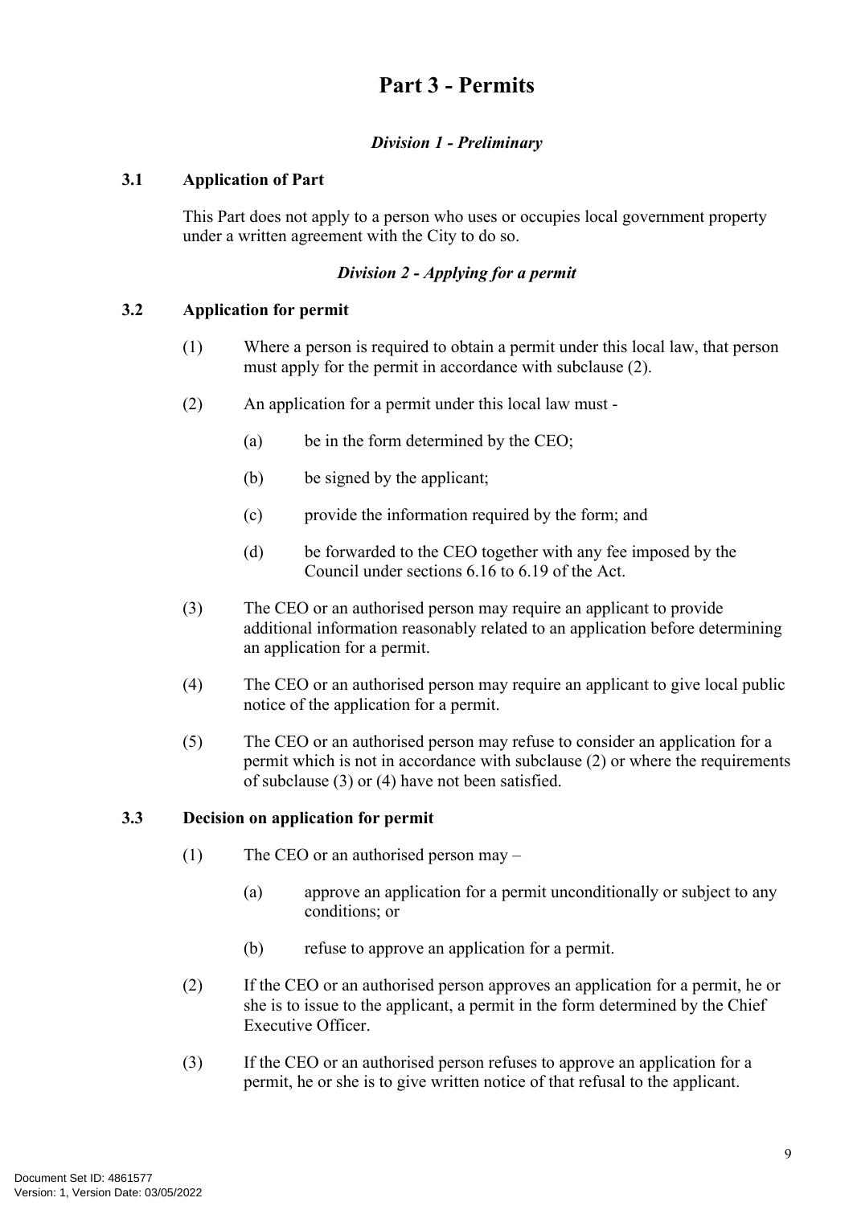# Part 3 - Permits

### *Division 1 - Preliminary*

**3.1 Application of Part**

This Part does not apply to a person who uses or occupies local government property under a written agreement with the City to do so.

### *Division 2 - Applying for a permit*

**3.2 Application for permit**

(1) Where a person is required to obtain a permit under this local law, that person must apply for the permit in accordance with subclause (2).

(2) An application for a permit under this local law must -

(a) be in the form determined by the CEO;

(b) be signed by the applicant;

(c) provide the information required by the form; and

(d) be forwarded to the CEO together with any fee imposed by the Council under sections 6.16 to 6.19 of the Act.

(3) The CEO or an authorised person may require an applicant to provide additional information reasonably related to an application before determining an application for a permit.

(4) The CEO or an authorised person may require an applicant to give local public notice of the application for a permit.

(5) The CEO or an authorised person may refuse to consider an application for a permit which is not in accordance with subclause (2) or where the requirements of subclause (3) or (4) have not been satisfied.

**3.3 Decision on application for permit**

(1) The CEO or an authorised person may –

(a) approve an application for a permit unconditionally or subject to any conditions; or

(b) refuse to approve an application for a permit.

(2) If the CEO or an authorised person approves an application for a permit, he or she is to issue to the applicant, a permit in the form determined by the Chief Executive Officer.

(3) If the CEO or an authorised person refuses to approve an application for a permit, he or she is to give written notice of that refusal to the applicant.

Document Set ID: 4861577
Version: 1, Version Date: 03/05/2022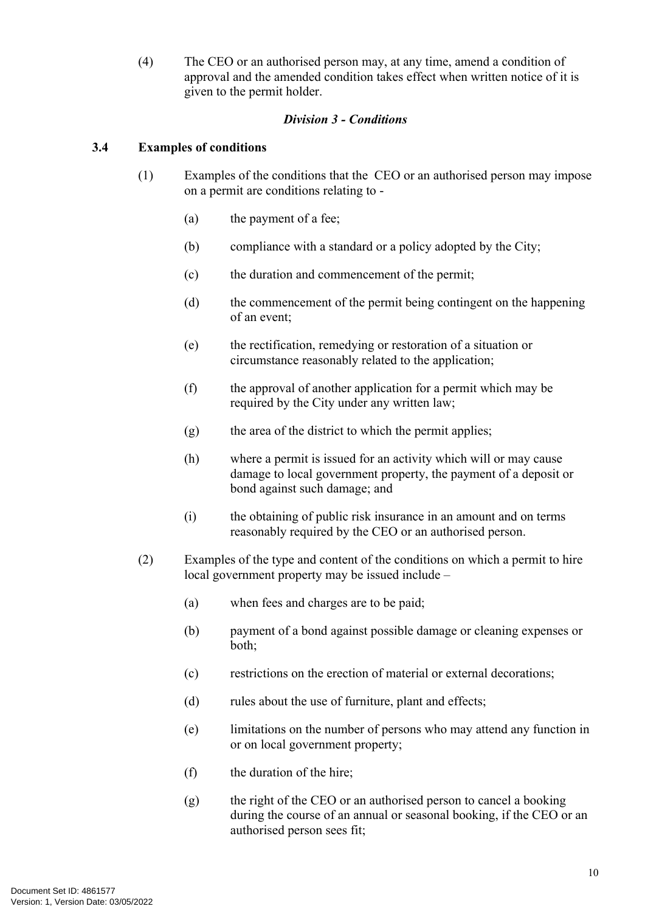(4) The CEO or an authorised person may, at any time, amend a condition of approval and the amended condition takes effect when written notice of it is given to the permit holder.

### *Division 3 - Conditions*

**3.4 Examples of conditions**

(1) Examples of the conditions that the CEO or an authorised person may impose on a permit are conditions relating to -

- (a) the payment of a fee;
- (b) compliance with a standard or a policy adopted by the City;
- (c) the duration and commencement of the permit;
- (d) the commencement of the permit being contingent on the happening of an event;
- (e) the rectification, remedying or restoration of a situation or circumstance reasonably related to the application;
- (f) the approval of another application for a permit which may be required by the City under any written law;
- (g) the area of the district to which the permit applies;
- (h) where a permit is issued for an activity which will or may cause damage to local government property, the payment of a deposit or bond against such damage; and
- (i) the obtaining of public risk insurance in an amount and on terms reasonably required by the CEO or an authorised person.

(2) Examples of the type and content of the conditions on which a permit to hire local government property may be issued include –

- (a) when fees and charges are to be paid;
- (b) payment of a bond against possible damage or cleaning expenses or both;
- (c) restrictions on the erection of material or external decorations;
- (d) rules about the use of furniture, plant and effects;
- (e) limitations on the number of persons who may attend any function in or on local government property;
- (f) the duration of the hire;
- (g) the right of the CEO or an authorised person to cancel a booking during the course of an annual or seasonal booking, if the CEO or an authorised person sees fit;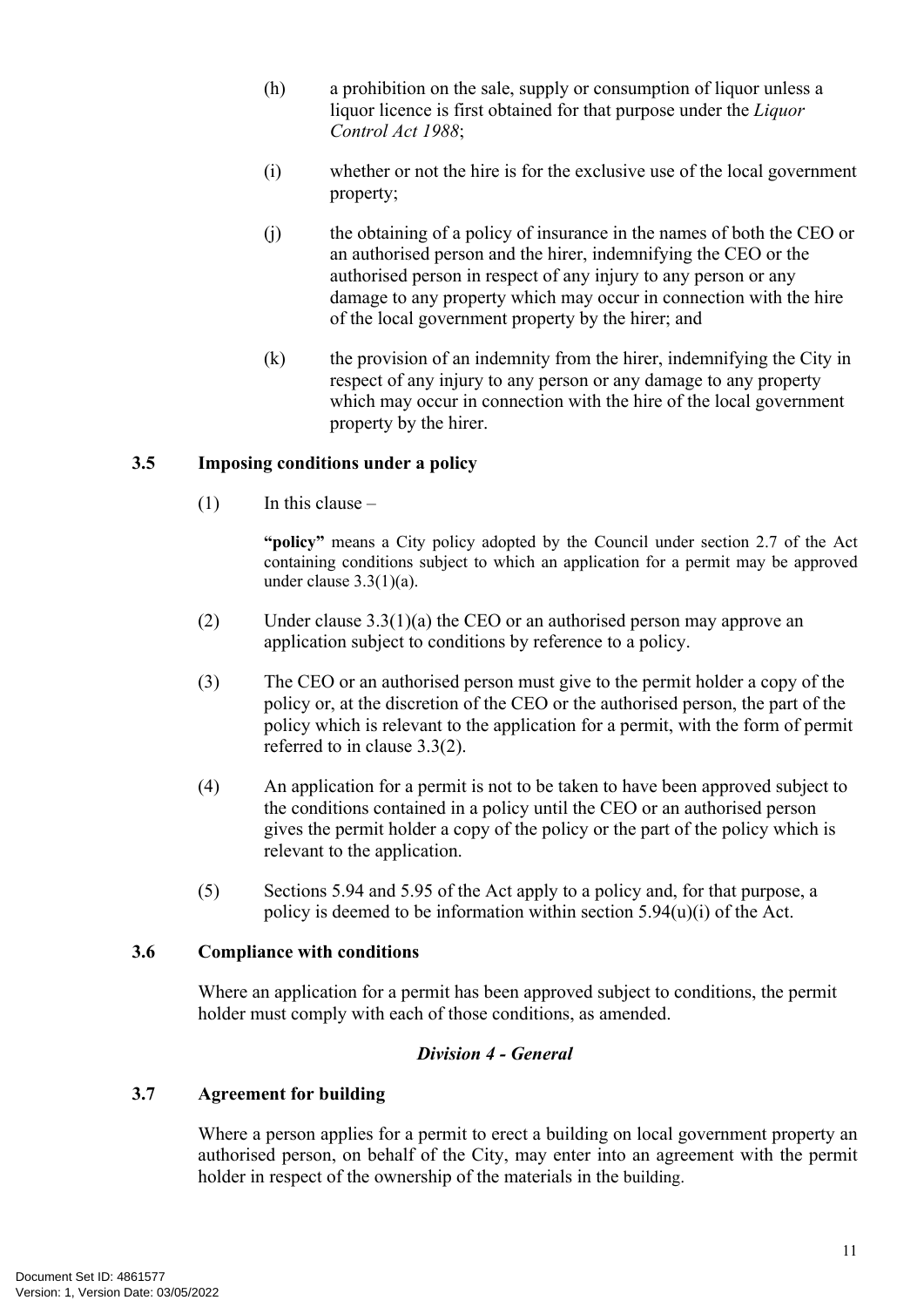(h) a prohibition on the sale, supply or consumption of liquor unless a liquor licence is first obtained for that purpose under the *Liquor Control Act 1988*;

(i) whether or not the hire is for the exclusive use of the local government property;

(j) the obtaining of a policy of insurance in the names of both the CEO or an authorised person and the hirer, indemnifying the CEO or the authorised person in respect of any injury to any person or any damage to any property which may occur in connection with the hire of the local government property by the hirer; and

(k) the provision of an indemnity from the hirer, indemnifying the City in respect of any injury to any person or any damage to any property which may occur in connection with the hire of the local government property by the hirer.

### 3.5 Imposing conditions under a policy

(1) In this clause –

**"policy"** means a City policy adopted by the Council under section 2.7 of the Act containing conditions subject to which an application for a permit may be approved under clause 3.3(1)(a).

(2) Under clause 3.3(1)(a) the CEO or an authorised person may approve an application subject to conditions by reference to a policy.

(3) The CEO or an authorised person must give to the permit holder a copy of the policy or, at the discretion of the CEO or the authorised person, the part of the policy which is relevant to the application for a permit, with the form of permit referred to in clause 3.3(2).

(4) An application for a permit is not to be taken to have been approved subject to the conditions contained in a policy until the CEO or an authorised person gives the permit holder a copy of the policy or the part of the policy which is relevant to the application.

(5) Sections 5.94 and 5.95 of the Act apply to a policy and, for that purpose, a policy is deemed to be information within section 5.94(u)(i) of the Act.

### 3.6 Compliance with conditions

Where an application for a permit has been approved subject to conditions, the permit holder must comply with each of those conditions, as amended.

## *Division 4 - General*

### 3.7 Agreement for building

Where a person applies for a permit to erect a building on local government property an authorised person, on behalf of the City, may enter into an agreement with the permit holder in respect of the ownership of the materials in the building.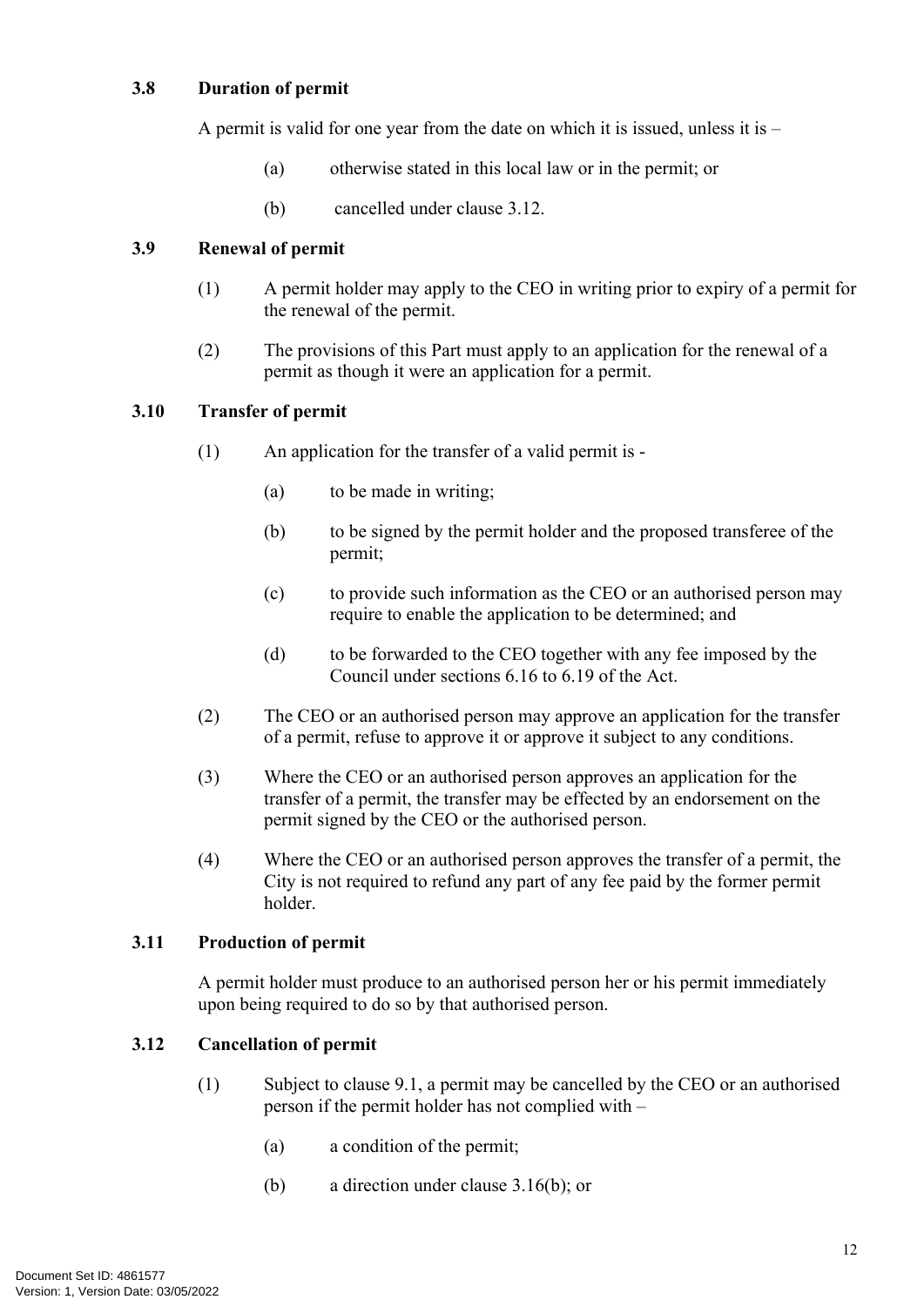### 3.8 Duration of permit

A permit is valid for one year from the date on which it is issued, unless it is –

(a) otherwise stated in this local law or in the permit; or

(b) cancelled under clause 3.12.

### 3.9 Renewal of permit

(1) A permit holder may apply to the CEO in writing prior to expiry of a permit for the renewal of the permit.

(2) The provisions of this Part must apply to an application for the renewal of a permit as though it were an application for a permit.

### 3.10 Transfer of permit

(1) An application for the transfer of a valid permit is -

(a) to be made in writing;

(b) to be signed by the permit holder and the proposed transferee of the permit;

(c) to provide such information as the CEO or an authorised person may require to enable the application to be determined; and

(d) to be forwarded to the CEO together with any fee imposed by the Council under sections 6.16 to 6.19 of the Act.

(2) The CEO or an authorised person may approve an application for the transfer of a permit, refuse to approve it or approve it subject to any conditions.

(3) Where the CEO or an authorised person approves an application for the transfer of a permit, the transfer may be effected by an endorsement on the permit signed by the CEO or the authorised person.

(4) Where the CEO or an authorised person approves the transfer of a permit, the City is not required to refund any part of any fee paid by the former permit holder.

### 3.11 Production of permit

A permit holder must produce to an authorised person her or his permit immediately upon being required to do so by that authorised person.

### 3.12 Cancellation of permit

(1) Subject to clause 9.1, a permit may be cancelled by the CEO or an authorised person if the permit holder has not complied with –

(a) a condition of the permit;

(b) a direction under clause 3.16(b); or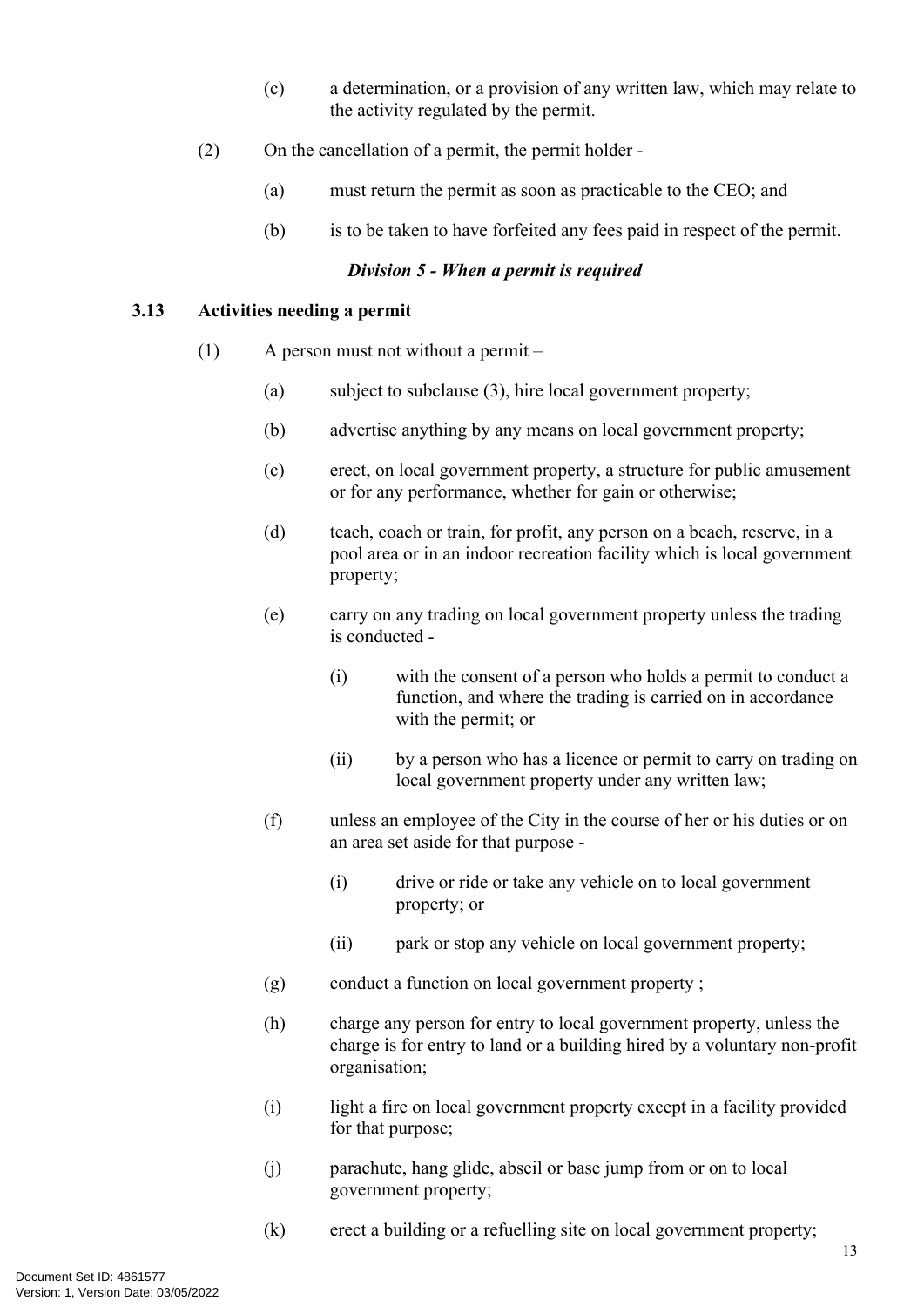(c) a determination, or a provision of any written law, which may relate to the activity regulated by the permit.

(2) On the cancellation of a permit, the permit holder -

(a) must return the permit as soon as practicable to the CEO; and

(b) is to be taken to have forfeited any fees paid in respect of the permit.

### *Division 5 - When a permit is required*

**3.13 Activities needing a permit**

(1) A person must not without a permit –

(a) subject to subclause (3), hire local government property;

(b) advertise anything by any means on local government property;

(c) erect, on local government property, a structure for public amusement or for any performance, whether for gain or otherwise;

(d) teach, coach or train, for profit, any person on a beach, reserve, in a pool area or in an indoor recreation facility which is local government property;

(e) carry on any trading on local government property unless the trading is conducted -

(i) with the consent of a person who holds a permit to conduct a function, and where the trading is carried on in accordance with the permit; or

(ii) by a person who has a licence or permit to carry on trading on local government property under any written law;

(f) unless an employee of the City in the course of her or his duties or on an area set aside for that purpose -

(i) drive or ride or take any vehicle on to local government property; or

(ii) park or stop any vehicle on local government property;

(g) conduct a function on local government property ;

(h) charge any person for entry to local government property, unless the charge is for entry to land or a building hired by a voluntary non-profit organisation;

(i) light a fire on local government property except in a facility provided for that purpose;

(j) parachute, hang glide, abseil or base jump from or on to local government property;

(k) erect a building or a refuelling site on local government property;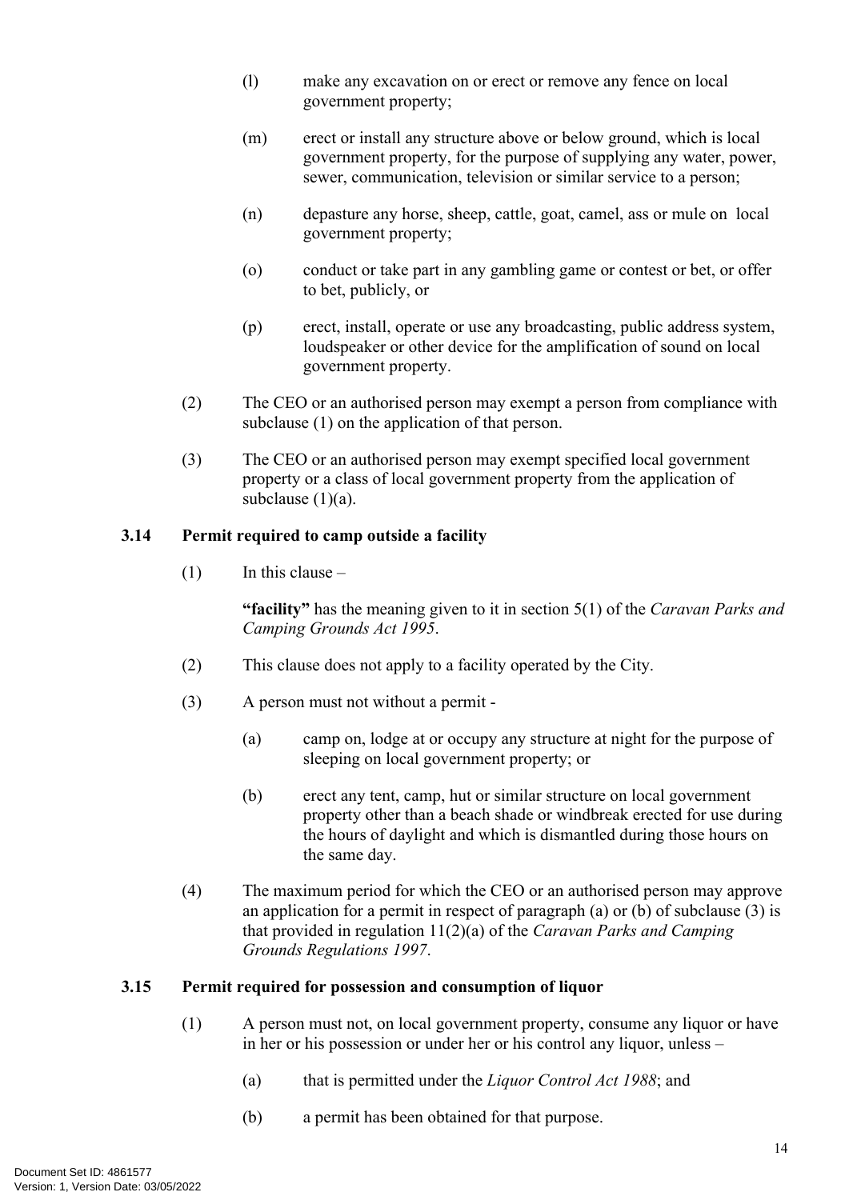(l) make any excavation on or erect or remove any fence on local government property;

(m) erect or install any structure above or below ground, which is local government property, for the purpose of supplying any water, power, sewer, communication, television or similar service to a person;

(n) depasture any horse, sheep, cattle, goat, camel, ass or mule on local government property;

(o) conduct or take part in any gambling game or contest or bet, or offer to bet, publicly, or

(p) erect, install, operate or use any broadcasting, public address system, loudspeaker or other device for the amplification of sound on local government property.

(2) The CEO or an authorised person may exempt a person from compliance with subclause (1) on the application of that person.

(3) The CEO or an authorised person may exempt specified local government property or a class of local government property from the application of subclause (1)(a).

### 3.14 Permit required to camp outside a facility

(1) In this clause –

**"facility"** has the meaning given to it in section 5(1) of the *Caravan Parks and Camping Grounds Act 1995*.

(2) This clause does not apply to a facility operated by the City.

(3) A person must not without a permit -

(a) camp on, lodge at or occupy any structure at night for the purpose of sleeping on local government property; or

(b) erect any tent, camp, hut or similar structure on local government property other than a beach shade or windbreak erected for use during the hours of daylight and which is dismantled during those hours on the same day.

(4) The maximum period for which the CEO or an authorised person may approve an application for a permit in respect of paragraph (a) or (b) of subclause (3) is that provided in regulation 11(2)(a) of the *Caravan Parks and Camping Grounds Regulations 1997*.

### 3.15 Permit required for possession and consumption of liquor

(1) A person must not, on local government property, consume any liquor or have in her or his possession or under her or his control any liquor, unless –

(a) that is permitted under the *Liquor Control Act 1988*; and

(b) a permit has been obtained for that purpose.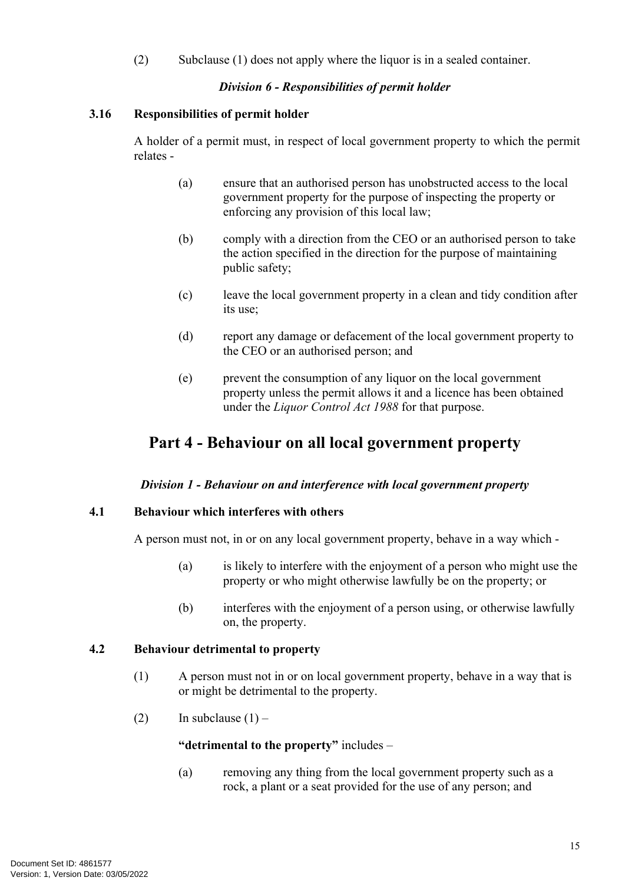(2) Subclause (1) does not apply where the liquor is in a sealed container.

### *Division 6 - Responsibilities of permit holder*

**3.16 Responsibilities of permit holder**

A holder of a permit must, in respect of local government property to which the permit relates -

(a) ensure that an authorised person has unobstructed access to the local government property for the purpose of inspecting the property or enforcing any provision of this local law;

(b) comply with a direction from the CEO or an authorised person to take the action specified in the direction for the purpose of maintaining public safety;

(c) leave the local government property in a clean and tidy condition after its use;

(d) report any damage or defacement of the local government property to the CEO or an authorised person; and

(e) prevent the consumption of any liquor on the local government property unless the permit allows it and a licence has been obtained under the *Liquor Control Act 1988* for that purpose.

## Part 4 - Behaviour on all local government property

### *Division 1 - Behaviour on and interference with local government property*

**4.1 Behaviour which interferes with others**

A person must not, in or on any local government property, behave in a way which -

(a) is likely to interfere with the enjoyment of a person who might use the property or who might otherwise lawfully be on the property; or

(b) interferes with the enjoyment of a person using, or otherwise lawfully on, the property.

**4.2 Behaviour detrimental to property**

(1) A person must not in or on local government property, behave in a way that is or might be detrimental to the property.

(2) In subclause (1) –

**"detrimental to the property"** includes –

(a) removing any thing from the local government property such as a rock, a plant or a seat provided for the use of any person; and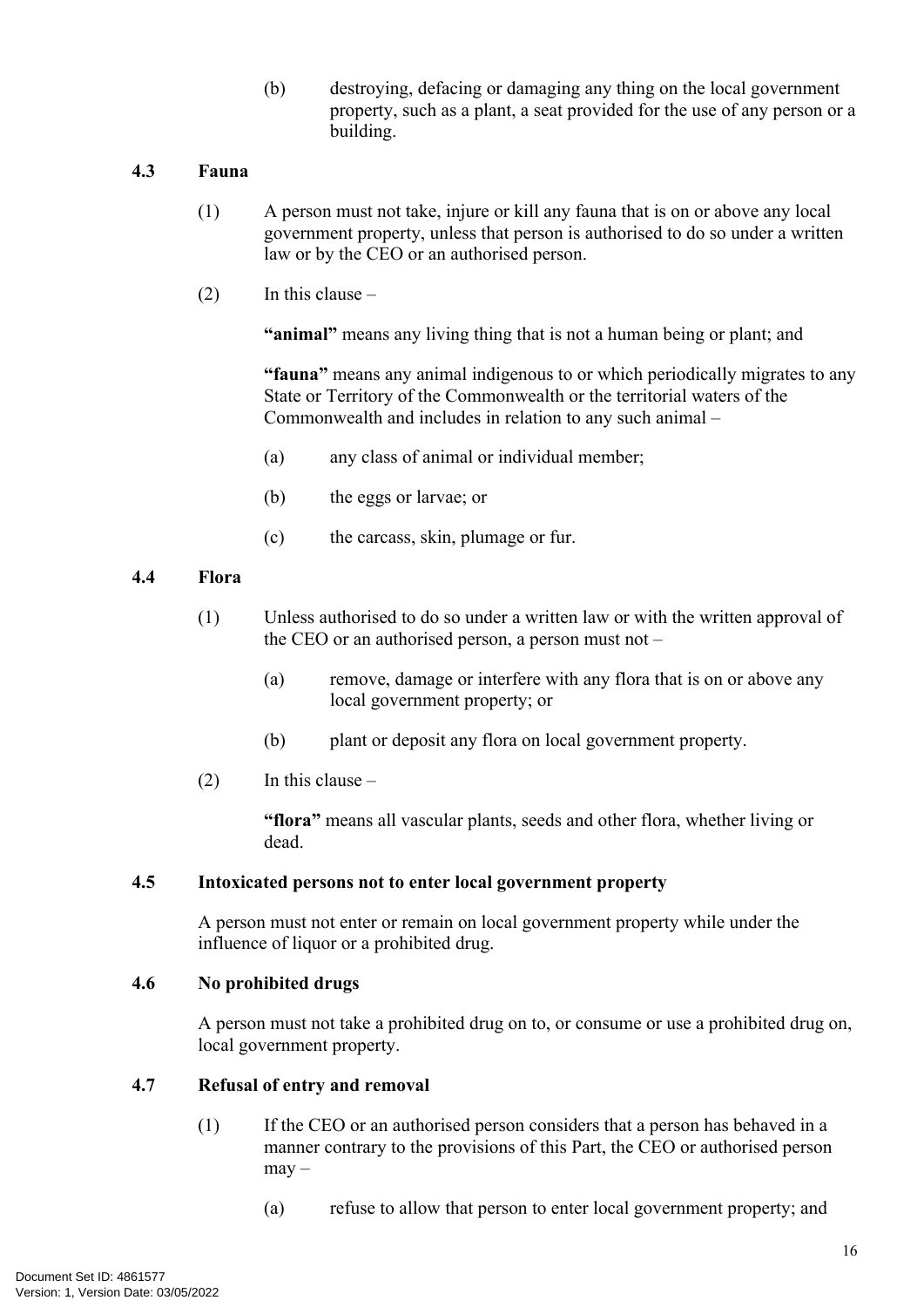(b) destroying, defacing or damaging any thing on the local government property, such as a plant, a seat provided for the use of any person or a building.

### 4.3 Fauna

(1) A person must not take, injure or kill any fauna that is on or above any local government property, unless that person is authorised to do so under a written law or by the CEO or an authorised person.

(2) In this clause –

**"animal"** means any living thing that is not a human being or plant; and

**"fauna"** means any animal indigenous to or which periodically migrates to any State or Territory of the Commonwealth or the territorial waters of the Commonwealth and includes in relation to any such animal –

(a) any class of animal or individual member;

(b) the eggs or larvae; or

(c) the carcass, skin, plumage or fur.

### 4.4 Flora

(1) Unless authorised to do so under a written law or with the written approval of the CEO or an authorised person, a person must not –

(a) remove, damage or interfere with any flora that is on or above any local government property; or

(b) plant or deposit any flora on local government property.

(2) In this clause –

**"flora"** means all vascular plants, seeds and other flora, whether living or dead.

### 4.5 Intoxicated persons not to enter local government property

A person must not enter or remain on local government property while under the influence of liquor or a prohibited drug.

### 4.6 No prohibited drugs

A person must not take a prohibited drug on to, or consume or use a prohibited drug on, local government property.

### 4.7 Refusal of entry and removal

(1) If the CEO or an authorised person considers that a person has behaved in a manner contrary to the provisions of this Part, the CEO or authorised person may –

(a) refuse to allow that person to enter local government property; and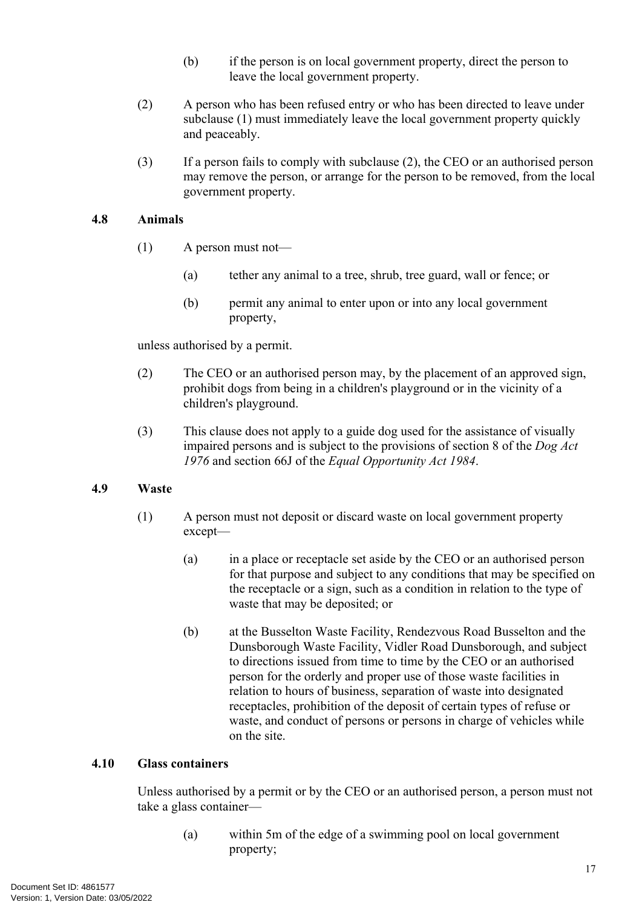(b) if the person is on local government property, direct the person to leave the local government property.

(2) A person who has been refused entry or who has been directed to leave under subclause (1) must immediately leave the local government property quickly and peaceably.

(3) If a person fails to comply with subclause (2), the CEO or an authorised person may remove the person, or arrange for the person to be removed, from the local government property.

### 4.8 Animals

(1) A person must not—

(a) tether any animal to a tree, shrub, tree guard, wall or fence; or

(b) permit any animal to enter upon or into any local government property,

unless authorised by a permit.

(2) The CEO or an authorised person may, by the placement of an approved sign, prohibit dogs from being in a children's playground or in the vicinity of a children's playground.

(3) This clause does not apply to a guide dog used for the assistance of visually impaired persons and is subject to the provisions of section 8 of the *Dog Act 1976* and section 66J of the *Equal Opportunity Act 1984*.

### 4.9 Waste

(1) A person must not deposit or discard waste on local government property except—

(a) in a place or receptacle set aside by the CEO or an authorised person for that purpose and subject to any conditions that may be specified on the receptacle or a sign, such as a condition in relation to the type of waste that may be deposited; or

(b) at the Busselton Waste Facility, Rendezvous Road Busselton and the Dunsborough Waste Facility, Vidler Road Dunsborough, and subject to directions issued from time to time by the CEO or an authorised person for the orderly and proper use of those waste facilities in relation to hours of business, separation of waste into designated receptacles, prohibition of the deposit of certain types of refuse or waste, and conduct of persons or persons in charge of vehicles while on the site.

### 4.10 Glass containers

Unless authorised by a permit or by the CEO or an authorised person, a person must not take a glass container—

(a) within 5m of the edge of a swimming pool on local government property;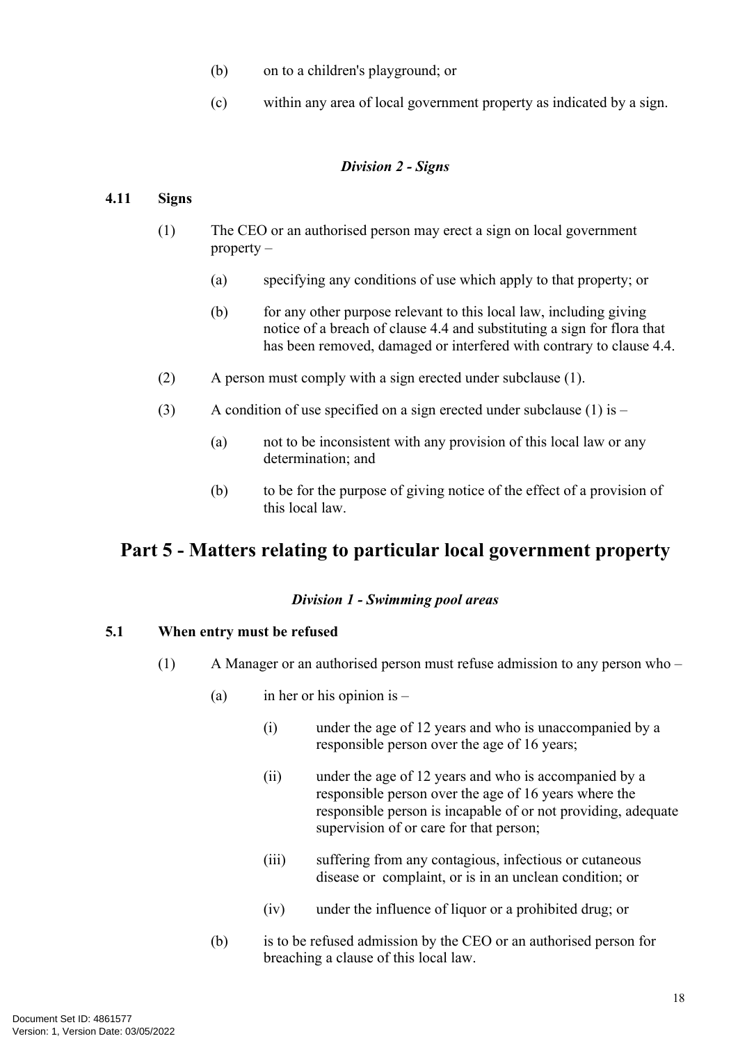(b) on to a children's playground; or

(c) within any area of local government property as indicated by a sign.

*Division 2 - Signs*

**4.11 Signs**

(1) The CEO or an authorised person may erect a sign on local government property –

(a) specifying any conditions of use which apply to that property; or

(b) for any other purpose relevant to this local law, including giving notice of a breach of clause 4.4 and substituting a sign for flora that has been removed, damaged or interfered with contrary to clause 4.4.

(2) A person must comply with a sign erected under subclause (1).

(3) A condition of use specified on a sign erected under subclause (1) is –

(a) not to be inconsistent with any provision of this local law or any determination; and

(b) to be for the purpose of giving notice of the effect of a provision of this local law.

# Part 5 - Matters relating to particular local government property

*Division 1 - Swimming pool areas*

**5.1 When entry must be refused**

(1) A Manager or an authorised person must refuse admission to any person who –

(a) in her or his opinion is –

(i) under the age of 12 years and who is unaccompanied by a responsible person over the age of 16 years;

(ii) under the age of 12 years and who is accompanied by a responsible person over the age of 16 years where the responsible person is incapable of or not providing, adequate supervision of or care for that person;

(iii) suffering from any contagious, infectious or cutaneous disease or complaint, or is in an unclean condition; or

(iv) under the influence of liquor or a prohibited drug; or

(b) is to be refused admission by the CEO or an authorised person for breaching a clause of this local law.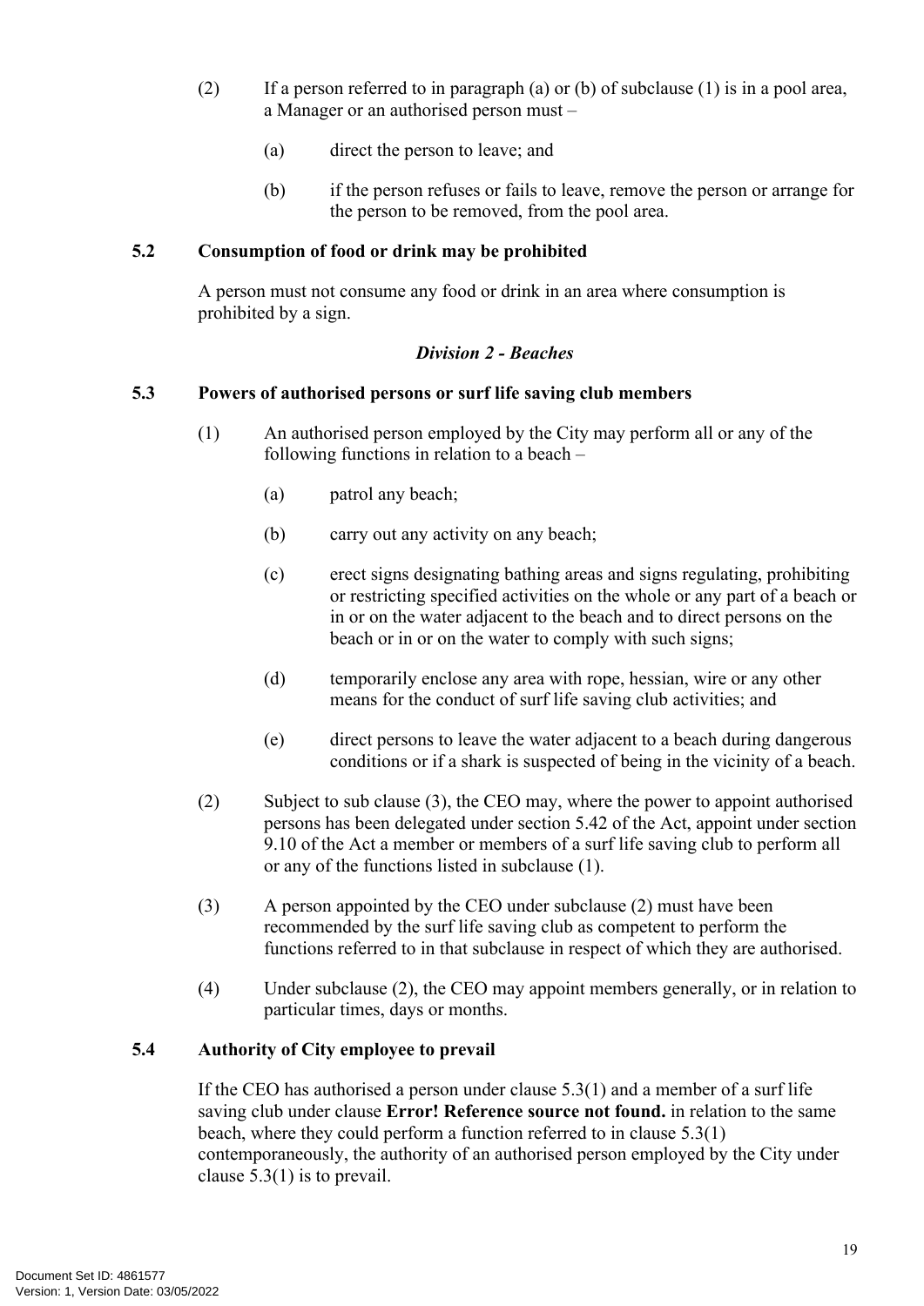(2) If a person referred to in paragraph (a) or (b) of subclause (1) is in a pool area, a Manager or an authorised person must –

(a) direct the person to leave; and

(b) if the person refuses or fails to leave, remove the person or arrange for the person to be removed, from the pool area.

**5.2 Consumption of food or drink may be prohibited**

A person must not consume any food or drink in an area where consumption is prohibited by a sign.

***Division 2 - Beaches***

**5.3 Powers of authorised persons or surf life saving club members**

(1) An authorised person employed by the City may perform all or any of the following functions in relation to a beach –

(a) patrol any beach;

(b) carry out any activity on any beach;

(c) erect signs designating bathing areas and signs regulating, prohibiting or restricting specified activities on the whole or any part of a beach or in or on the water adjacent to the beach and to direct persons on the beach or in or on the water to comply with such signs;

(d) temporarily enclose any area with rope, hessian, wire or any other means for the conduct of surf life saving club activities; and

(e) direct persons to leave the water adjacent to a beach during dangerous conditions or if a shark is suspected of being in the vicinity of a beach.

(2) Subject to sub clause (3), the CEO may, where the power to appoint authorised persons has been delegated under section 5.42 of the Act, appoint under section 9.10 of the Act a member or members of a surf life saving club to perform all or any of the functions listed in subclause (1).

(3) A person appointed by the CEO under subclause (2) must have been recommended by the surf life saving club as competent to perform the functions referred to in that subclause in respect of which they are authorised.

(4) Under subclause (2), the CEO may appoint members generally, or in relation to particular times, days or months.

**5.4 Authority of City employee to prevail**

If the CEO has authorised a person under clause 5.3(1) and a member of a surf life saving club under clause **Error! Reference source not found.** in relation to the same beach, where they could perform a function referred to in clause 5.3(1) contemporaneously, the authority of an authorised person employed by the City under clause 5.3(1) is to prevail.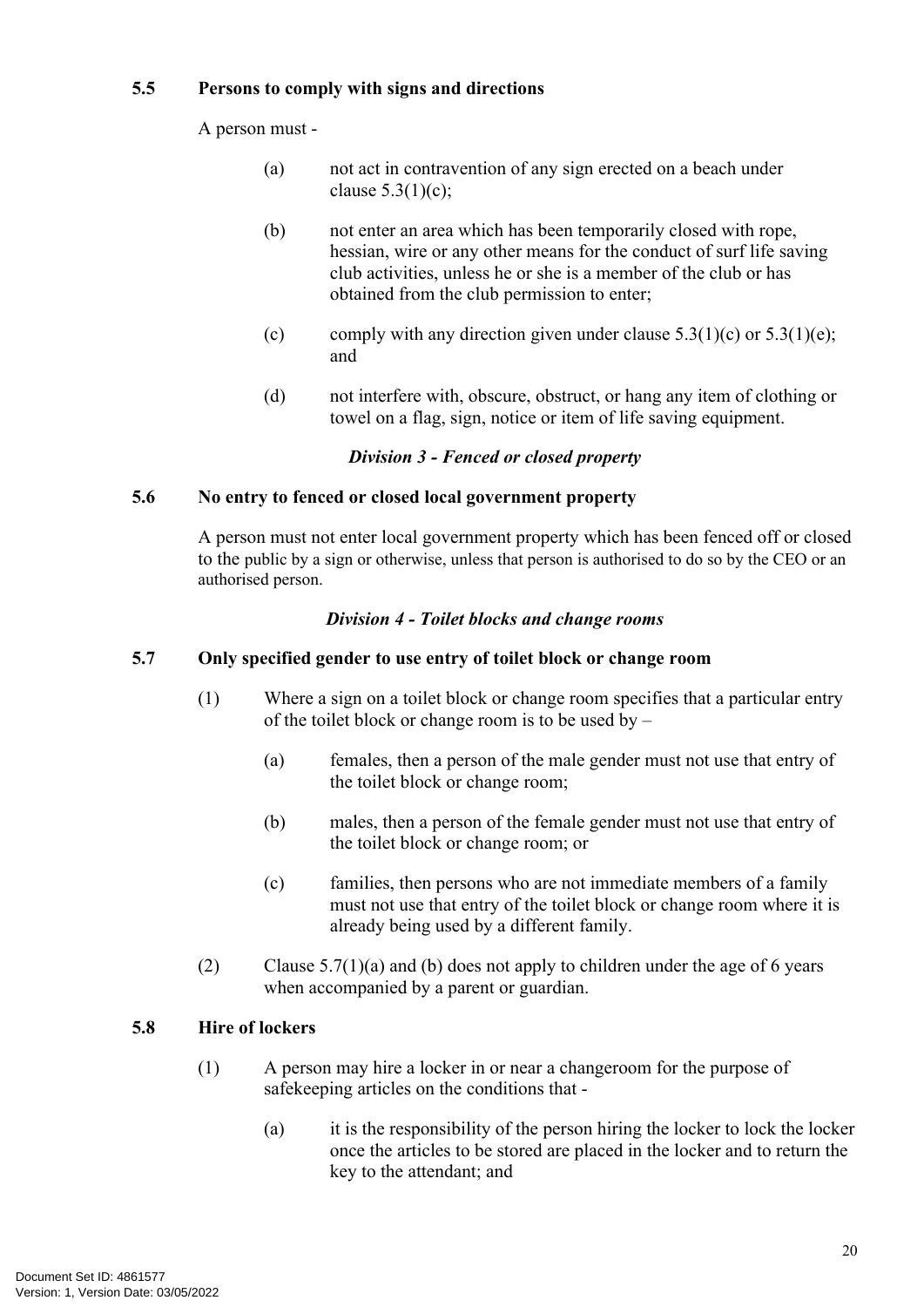### 5.5 Persons to comply with signs and directions

A person must -

(a) not act in contravention of any sign erected on a beach under clause 5.3(1)(c);

(b) not enter an area which has been temporarily closed with rope, hessian, wire or any other means for the conduct of surf life saving club activities, unless he or she is a member of the club or has obtained from the club permission to enter;

(c) comply with any direction given under clause 5.3(1)(c) or 5.3(1)(e); and

(d) not interfere with, obscure, obstruct, or hang any item of clothing or towel on a flag, sign, notice or item of life saving equipment.

## *Division 3 - Fenced or closed property*

### 5.6 No entry to fenced or closed local government property

A person must not enter local government property which has been fenced off or closed to the public by a sign or otherwise, unless that person is authorised to do so by the CEO or an authorised person.

## *Division 4 - Toilet blocks and change rooms*

### 5.7 Only specified gender to use entry of toilet block or change room

(1) Where a sign on a toilet block or change room specifies that a particular entry of the toilet block or change room is to be used by –

(a) females, then a person of the male gender must not use that entry of the toilet block or change room;

(b) males, then a person of the female gender must not use that entry of the toilet block or change room; or

(c) families, then persons who are not immediate members of a family must not use that entry of the toilet block or change room where it is already being used by a different family.

(2) Clause 5.7(1)(a) and (b) does not apply to children under the age of 6 years when accompanied by a parent or guardian.

### 5.8 Hire of lockers

(1) A person may hire a locker in or near a changeroom for the purpose of safekeeping articles on the conditions that -

(a) it is the responsibility of the person hiring the locker to lock the locker once the articles to be stored are placed in the locker and to return the key to the attendant; and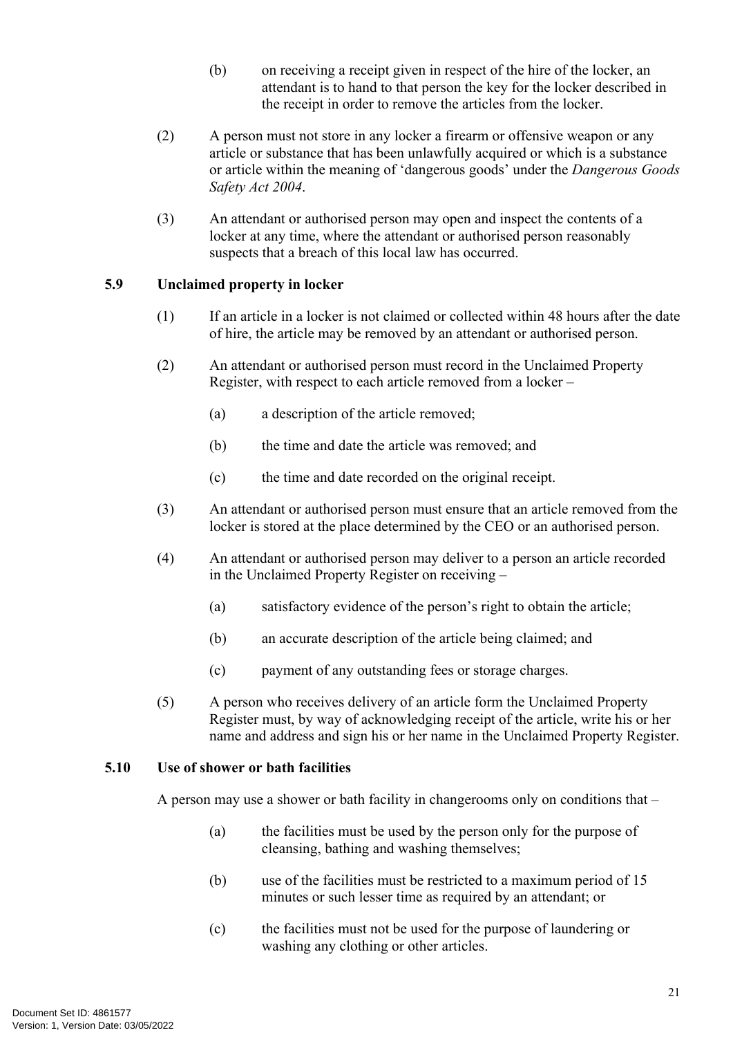(b) on receiving a receipt given in respect of the hire of the locker, an attendant is to hand to that person the key for the locker described in the receipt in order to remove the articles from the locker.

(2) A person must not store in any locker a firearm or offensive weapon or any article or substance that has been unlawfully acquired or which is a substance or article within the meaning of 'dangerous goods' under the *Dangerous Goods Safety Act 2004*.

(3) An attendant or authorised person may open and inspect the contents of a locker at any time, where the attendant or authorised person reasonably suspects that a breach of this local law has occurred.

### 5.9 Unclaimed property in locker

(1) If an article in a locker is not claimed or collected within 48 hours after the date of hire, the article may be removed by an attendant or authorised person.

(2) An attendant or authorised person must record in the Unclaimed Property Register, with respect to each article removed from a locker –

(a) a description of the article removed;

(b) the time and date the article was removed; and

(c) the time and date recorded on the original receipt.

(3) An attendant or authorised person must ensure that an article removed from the locker is stored at the place determined by the CEO or an authorised person.

(4) An attendant or authorised person may deliver to a person an article recorded in the Unclaimed Property Register on receiving –

(a) satisfactory evidence of the person's right to obtain the article;

(b) an accurate description of the article being claimed; and

(c) payment of any outstanding fees or storage charges.

(5) A person who receives delivery of an article form the Unclaimed Property Register must, by way of acknowledging receipt of the article, write his or her name and address and sign his or her name in the Unclaimed Property Register.

### 5.10 Use of shower or bath facilities

A person may use a shower or bath facility in changerooms only on conditions that –

(a) the facilities must be used by the person only for the purpose of cleansing, bathing and washing themselves;

(b) use of the facilities must be restricted to a maximum period of 15 minutes or such lesser time as required by an attendant; or

(c) the facilities must not be used for the purpose of laundering or washing any clothing or other articles.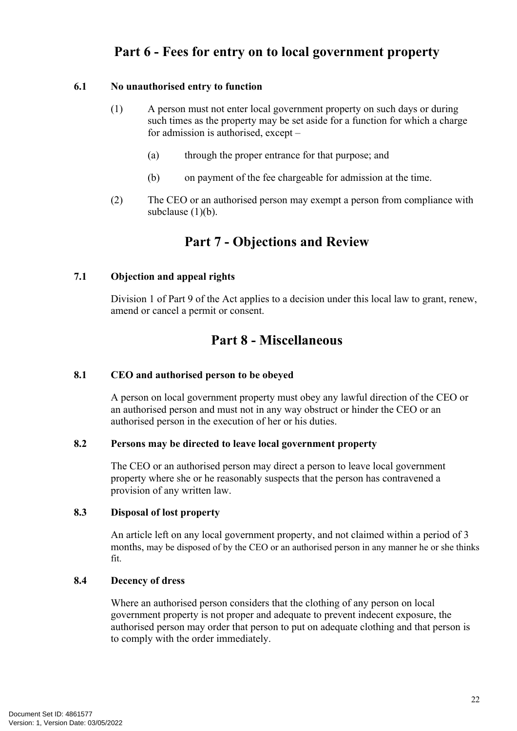# Part 6 - Fees for entry on to local government property

**6.1 No unauthorised entry to function**

(1) A person must not enter local government property on such days or during such times as the property may be set aside for a function for which a charge for admission is authorised, except –

(a) through the proper entrance for that purpose; and

(b) on payment of the fee chargeable for admission at the time.

(2) The CEO or an authorised person may exempt a person from compliance with subclause (1)(b).

# Part 7 - Objections and Review

**7.1 Objection and appeal rights**

Division 1 of Part 9 of the Act applies to a decision under this local law to grant, renew, amend or cancel a permit or consent.

# Part 8 - Miscellaneous

**8.1 CEO and authorised person to be obeyed**

A person on local government property must obey any lawful direction of the CEO or an authorised person and must not in any way obstruct or hinder the CEO or an authorised person in the execution of her or his duties.

**8.2 Persons may be directed to leave local government property**

The CEO or an authorised person may direct a person to leave local government property where she or he reasonably suspects that the person has contravened a provision of any written law.

**8.3 Disposal of lost property**

An article left on any local government property, and not claimed within a period of 3 months, may be disposed of by the CEO or an authorised person in any manner he or she thinks fit.

**8.4 Decency of dress**

Where an authorised person considers that the clothing of any person on local government property is not proper and adequate to prevent indecent exposure, the authorised person may order that person to put on adequate clothing and that person is to comply with the order immediately.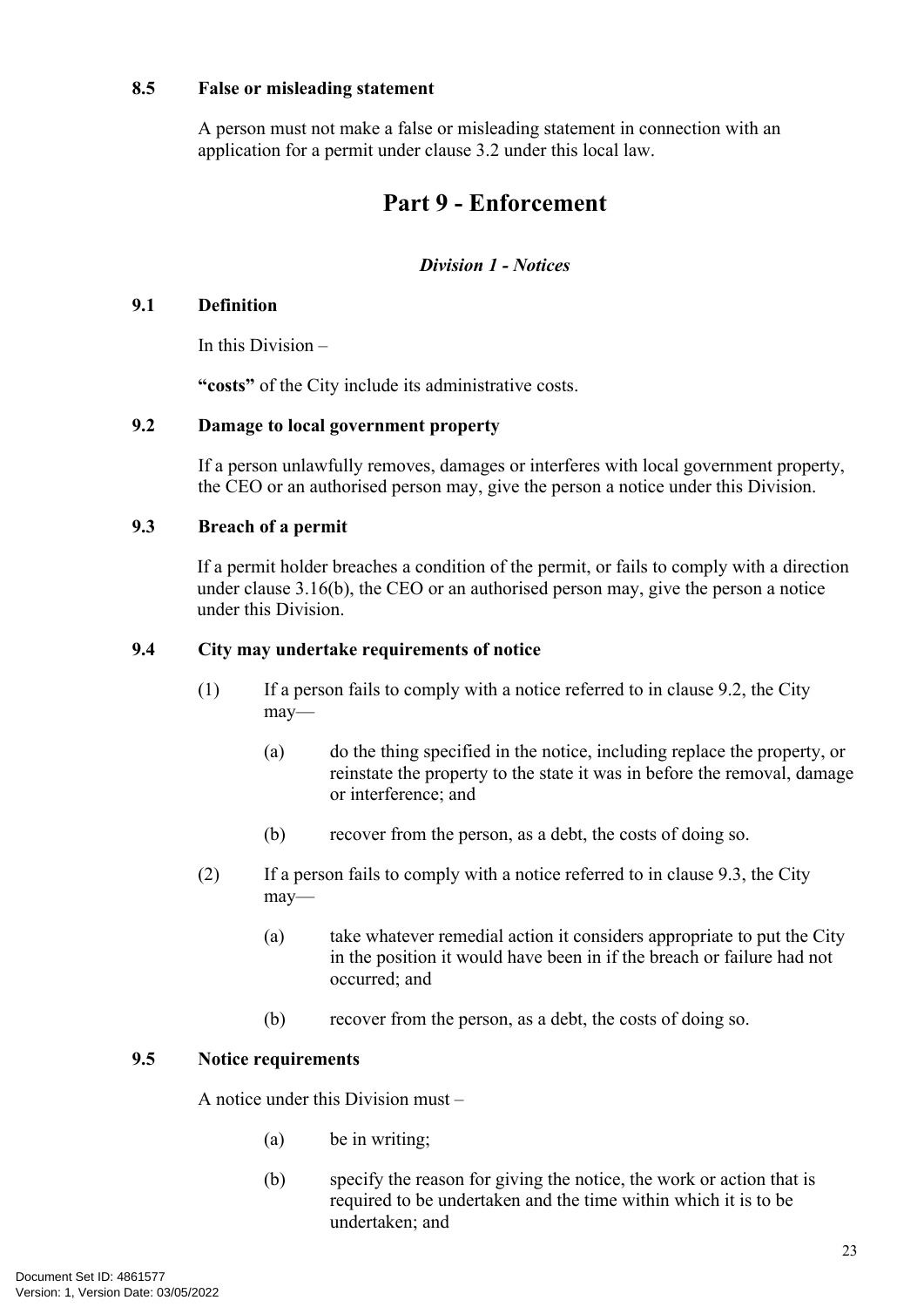### 8.5 False or misleading statement

A person must not make a false or misleading statement in connection with an application for a permit under clause 3.2 under this local law.

# Part 9 - Enforcement

### *Division 1 - Notices*

### 9.1 Definition

In this Division –

**"costs"** of the City include its administrative costs.

### 9.2 Damage to local government property

If a person unlawfully removes, damages or interferes with local government property, the CEO or an authorised person may, give the person a notice under this Division.

### 9.3 Breach of a permit

If a permit holder breaches a condition of the permit, or fails to comply with a direction under clause 3.16(b), the CEO or an authorised person may, give the person a notice under this Division.

### 9.4 City may undertake requirements of notice

(1) If a person fails to comply with a notice referred to in clause 9.2, the City may—

(a) do the thing specified in the notice, including replace the property, or reinstate the property to the state it was in before the removal, damage or interference; and

(b) recover from the person, as a debt, the costs of doing so.

(2) If a person fails to comply with a notice referred to in clause 9.3, the City may—

(a) take whatever remedial action it considers appropriate to put the City in the position it would have been in if the breach or failure had not occurred; and

(b) recover from the person, as a debt, the costs of doing so.

### 9.5 Notice requirements

A notice under this Division must –

(a) be in writing;

(b) specify the reason for giving the notice, the work or action that is required to be undertaken and the time within which it is to be undertaken; and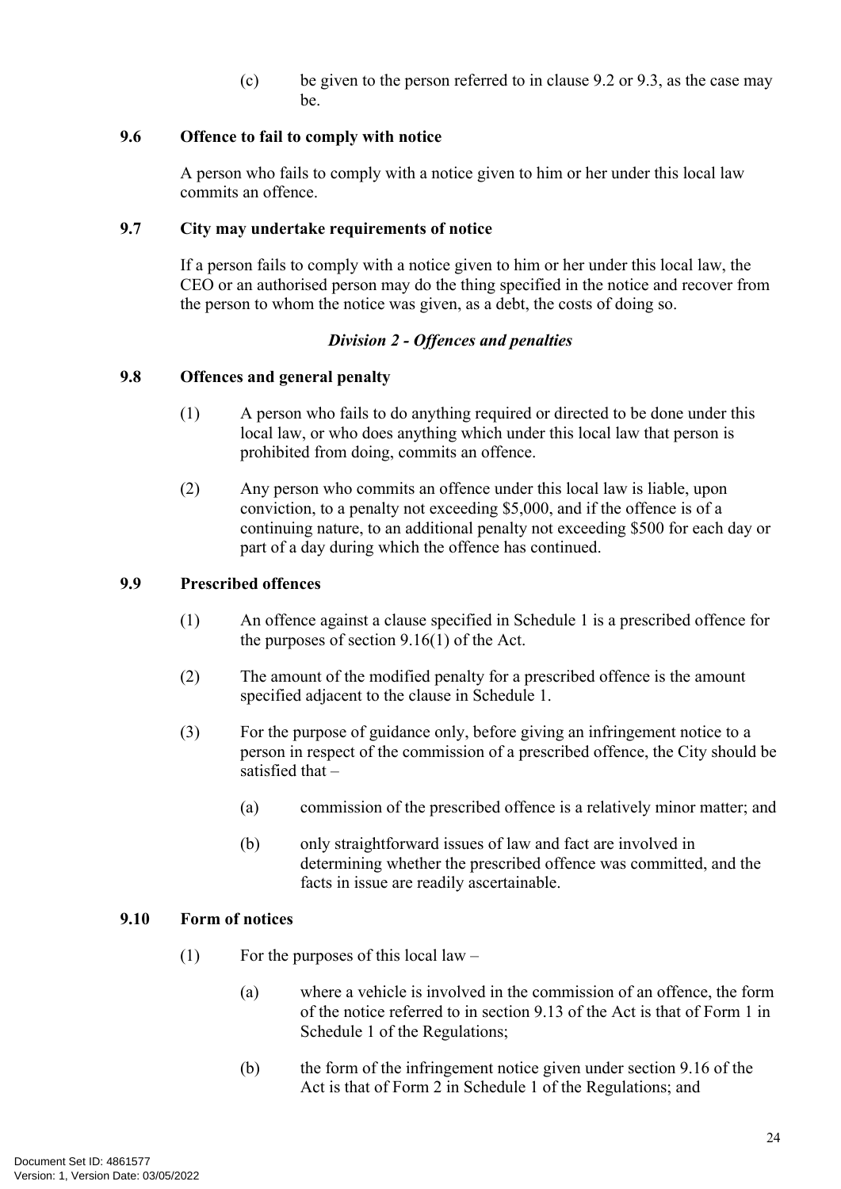(c) be given to the person referred to in clause 9.2 or 9.3, as the case may be.

### 9.6 Offence to fail to comply with notice

A person who fails to comply with a notice given to him or her under this local law commits an offence.

### 9.7 City may undertake requirements of notice

If a person fails to comply with a notice given to him or her under this local law, the CEO or an authorised person may do the thing specified in the notice and recover from the person to whom the notice was given, as a debt, the costs of doing so.

## *Division 2 - Offences and penalties*

### 9.8 Offences and general penalty

(1) A person who fails to do anything required or directed to be done under this local law, or who does anything which under this local law that person is prohibited from doing, commits an offence.

(2) Any person who commits an offence under this local law is liable, upon conviction, to a penalty not exceeding $5,000, and if the offence is of a continuing nature, to an additional penalty not exceeding $500 for each day or part of a day during which the offence has continued.

### 9.9 Prescribed offences

(1) An offence against a clause specified in Schedule 1 is a prescribed offence for the purposes of section 9.16(1) of the Act.

(2) The amount of the modified penalty for a prescribed offence is the amount specified adjacent to the clause in Schedule 1.

(3) For the purpose of guidance only, before giving an infringement notice to a person in respect of the commission of a prescribed offence, the City should be satisfied that –

(a) commission of the prescribed offence is a relatively minor matter; and

(b) only straightforward issues of law and fact are involved in determining whether the prescribed offence was committed, and the facts in issue are readily ascertainable.

### 9.10 Form of notices

(1) For the purposes of this local law –

(a) where a vehicle is involved in the commission of an offence, the form of the notice referred to in section 9.13 of the Act is that of Form 1 in Schedule 1 of the Regulations;

(b) the form of the infringement notice given under section 9.16 of the Act is that of Form 2 in Schedule 1 of the Regulations; and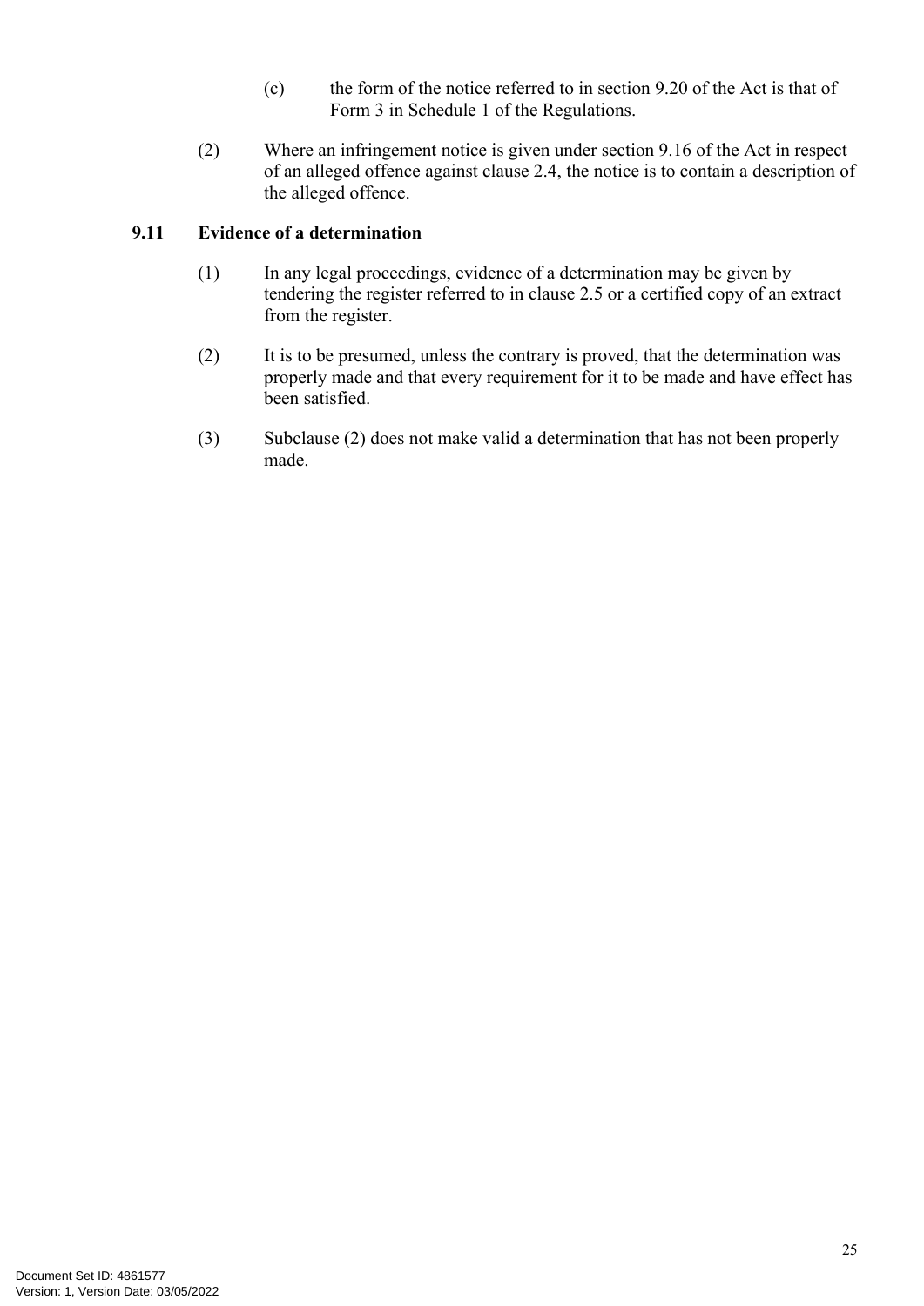(c) the form of the notice referred to in section 9.20 of the Act is that of Form 3 in Schedule 1 of the Regulations.

(2) Where an infringement notice is given under section 9.16 of the Act in respect of an alleged offence against clause 2.4, the notice is to contain a description of the alleged offence.

### 9.11 Evidence of a determination

(1) In any legal proceedings, evidence of a determination may be given by tendering the register referred to in clause 2.5 or a certified copy of an extract from the register.

(2) It is to be presumed, unless the contrary is proved, that the determination was properly made and that every requirement for it to be made and have effect has been satisfied.

(3) Subclause (2) does not make valid a determination that has not been properly made.

Document Set ID: 4861577
Version: 1, Version Date: 03/05/2022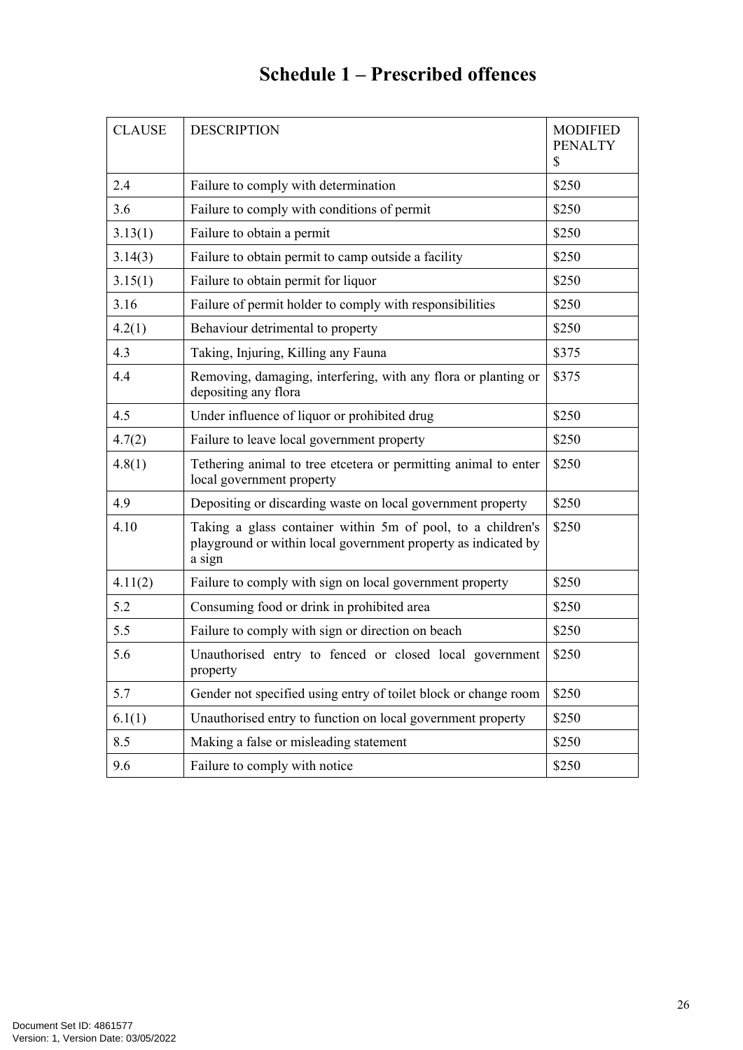# Schedule 1 – Prescribed offences

| CLAUSE | DESCRIPTION | MODIFIED PENALTY $ |
|---|---|---|
| 2.4 | Failure to comply with determination | $250 |
| 3.6 | Failure to comply with conditions of permit | $250 |
| 3.13(1) | Failure to obtain a permit | $250 |
| 3.14(3) | Failure to obtain permit to camp outside a facility | $250 |
| 3.15(1) | Failure to obtain permit for liquor | $250 |
| 3.16 | Failure of permit holder to comply with responsibilities | $250 |
| 4.2(1) | Behaviour detrimental to property | $250 |
| 4.3 | Taking, Injuring, Killing any Fauna | $375 |
| 4.4 | Removing, damaging, interfering, with any flora or planting or depositing any flora | $375 |
| 4.5 | Under influence of liquor or prohibited drug | $250 |
| 4.7(2) | Failure to leave local government property | $250 |
| 4.8(1) | Tethering animal to tree etcetera or permitting animal to enter local government property | $250 |
| 4.9 | Depositing or discarding waste on local government property | $250 |
| 4.10 | Taking a glass container within 5m of pool, to a children's playground or within local government property as indicated by a sign | $250 |
| 4.11(2) | Failure to comply with sign on local government property | $250 |
| 5.2 | Consuming food or drink in prohibited area | $250 |
| 5.5 | Failure to comply with sign or direction on beach | $250 |
| 5.6 | Unauthorised entry to fenced or closed local government property | $250 |
| 5.7 | Gender not specified using entry of toilet block or change room | $250 |
| 6.1(1) | Unauthorised entry to function on local government property | $250 |
| 8.5 | Making a false or misleading statement | $250 |
| 9.6 | Failure to comply with notice | $250 |

Document Set ID: 4861577
Version: 1, Version Date: 03/05/2022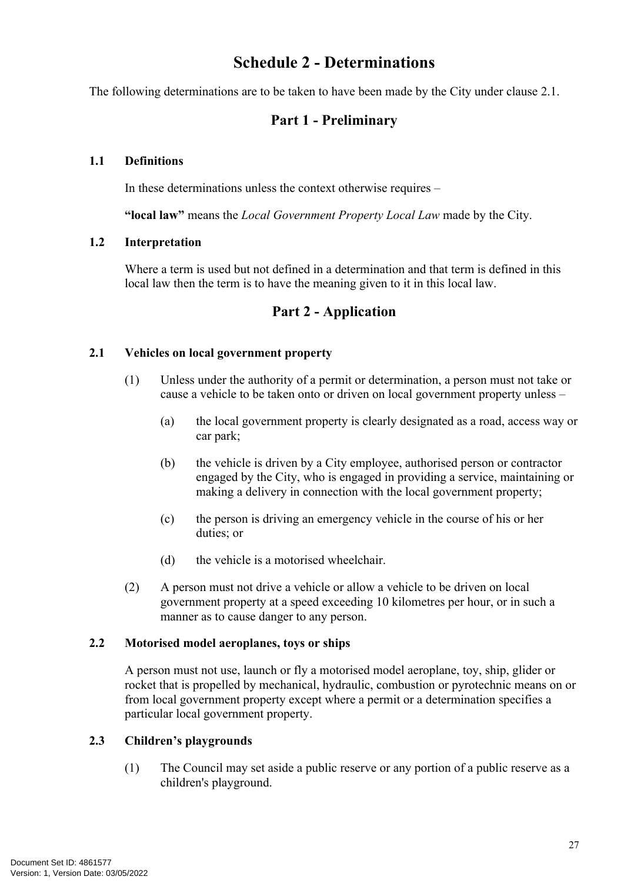# Schedule 2 - Determinations

The following determinations are to be taken to have been made by the City under clause 2.1.

## Part 1 - Preliminary

### 1.1 Definitions

In these determinations unless the context otherwise requires –

**"local law"** means the *Local Government Property Local Law* made by the City.

### 1.2 Interpretation

Where a term is used but not defined in a determination and that term is defined in this local law then the term is to have the meaning given to it in this local law.

## Part 2 - Application

### 2.1 Vehicles on local government property

(1) Unless under the authority of a permit or determination, a person must not take or cause a vehicle to be taken onto or driven on local government property unless –

(a) the local government property is clearly designated as a road, access way or car park;

(b) the vehicle is driven by a City employee, authorised person or contractor engaged by the City, who is engaged in providing a service, maintaining or making a delivery in connection with the local government property;

(c) the person is driving an emergency vehicle in the course of his or her duties; or

(d) the vehicle is a motorised wheelchair.

(2) A person must not drive a vehicle or allow a vehicle to be driven on local government property at a speed exceeding 10 kilometres per hour, or in such a manner as to cause danger to any person.

### 2.2 Motorised model aeroplanes, toys or ships

A person must not use, launch or fly a motorised model aeroplane, toy, ship, glider or rocket that is propelled by mechanical, hydraulic, combustion or pyrotechnic means on or from local government property except where a permit or a determination specifies a particular local government property.

### 2.3 Children's playgrounds

(1) The Council may set aside a public reserve or any portion of a public reserve as a children's playground.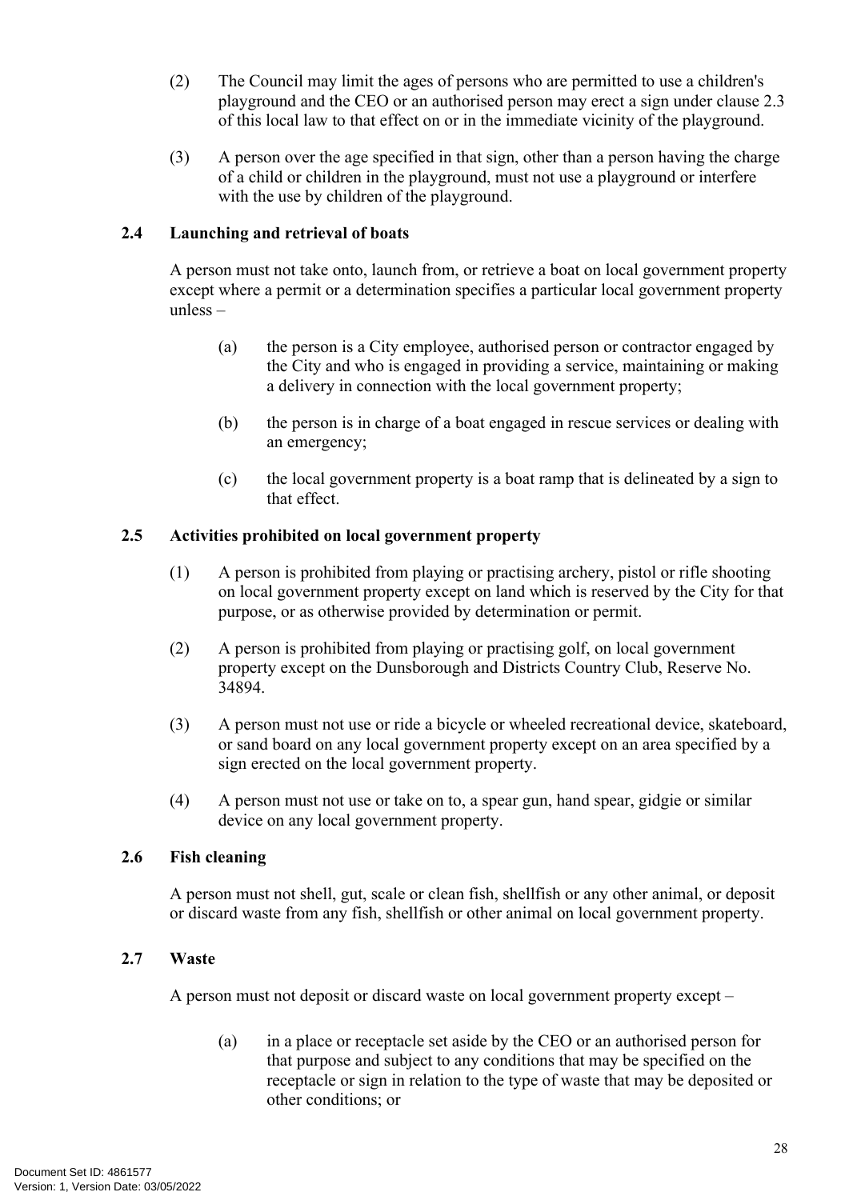(2) The Council may limit the ages of persons who are permitted to use a children's playground and the CEO or an authorised person may erect a sign under clause 2.3 of this local law to that effect on or in the immediate vicinity of the playground.

(3) A person over the age specified in that sign, other than a person having the charge of a child or children in the playground, must not use a playground or interfere with the use by children of the playground.

### 2.4 Launching and retrieval of boats

A person must not take onto, launch from, or retrieve a boat on local government property except where a permit or a determination specifies a particular local government property unless –

(a) the person is a City employee, authorised person or contractor engaged by the City and who is engaged in providing a service, maintaining or making a delivery in connection with the local government property;

(b) the person is in charge of a boat engaged in rescue services or dealing with an emergency;

(c) the local government property is a boat ramp that is delineated by a sign to that effect.

### 2.5 Activities prohibited on local government property

(1) A person is prohibited from playing or practising archery, pistol or rifle shooting on local government property except on land which is reserved by the City for that purpose, or as otherwise provided by determination or permit.

(2) A person is prohibited from playing or practising golf, on local government property except on the Dunsborough and Districts Country Club, Reserve No. 34894.

(3) A person must not use or ride a bicycle or wheeled recreational device, skateboard, or sand board on any local government property except on an area specified by a sign erected on the local government property.

(4) A person must not use or take on to, a spear gun, hand spear, gidgie or similar device on any local government property.

### 2.6 Fish cleaning

A person must not shell, gut, scale or clean fish, shellfish or any other animal, or deposit or discard waste from any fish, shellfish or other animal on local government property.

### 2.7 Waste

A person must not deposit or discard waste on local government property except –

(a) in a place or receptacle set aside by the CEO or an authorised person for that purpose and subject to any conditions that may be specified on the receptacle or sign in relation to the type of waste that may be deposited or other conditions; or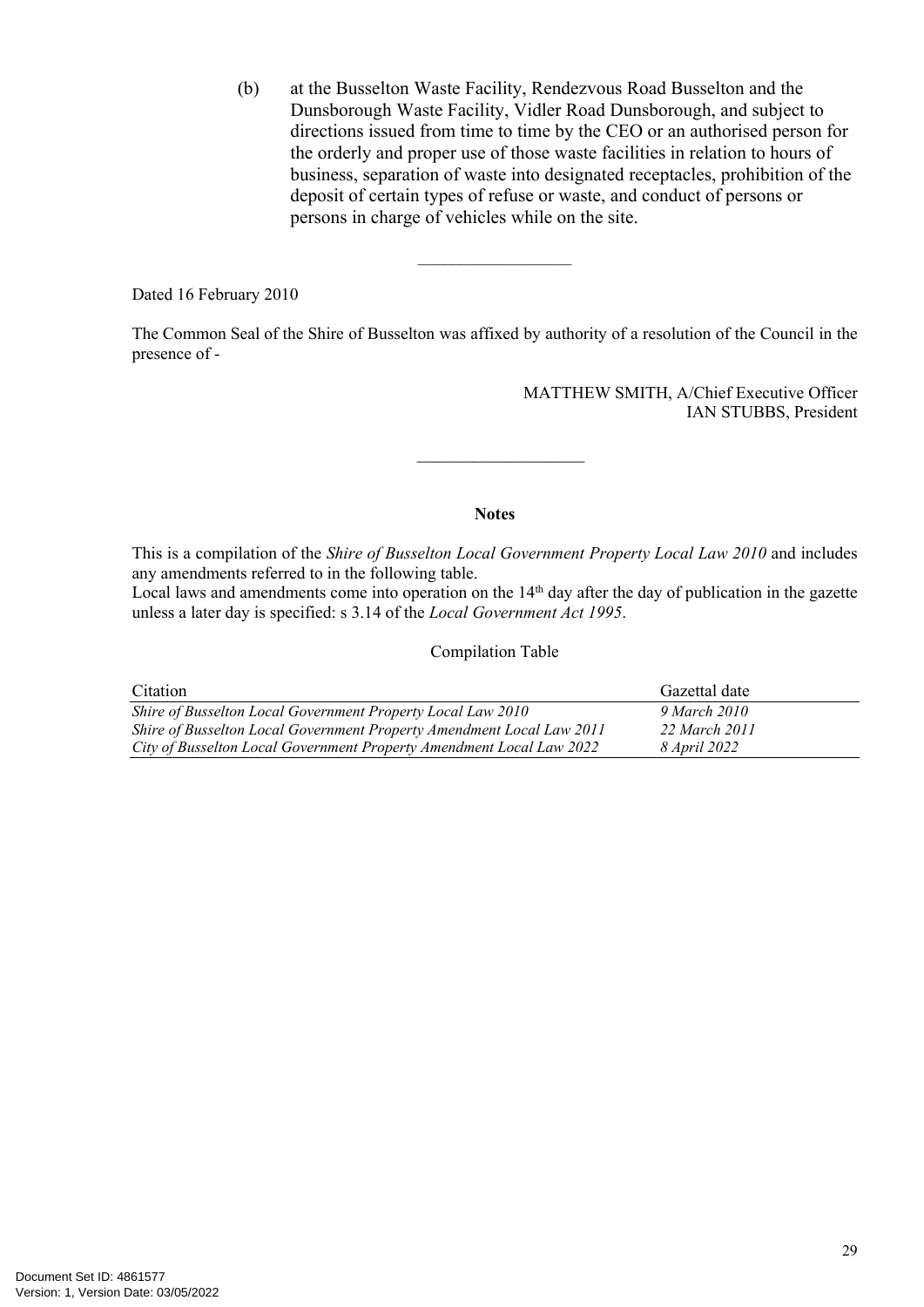(b) at the Busselton Waste Facility, Rendezvous Road Busselton and the Dunsborough Waste Facility, Vidler Road Dunsborough, and subject to directions issued from time to time by the CEO or an authorised person for the orderly and proper use of those waste facilities in relation to hours of business, separation of waste into designated receptacles, prohibition of the deposit of certain types of refuse or waste, and conduct of persons or persons in charge of vehicles while on the site.

---

Dated 16 February 2010

The Common Seal of the Shire of Busselton was affixed by authority of a resolution of the Council in the presence of -

MATTHEW SMITH, A/Chief Executive Officer
IAN STUBBS, President

---

**Notes**

This is a compilation of the *Shire of Busselton Local Government Property Local Law 2010* and includes any amendments referred to in the following table.
Local laws and amendments come into operation on the 14th day after the day of publication in the gazette unless a later day is specified: s 3.14 of the *Local Government Act 1995*.

Compilation Table

| Citation | Gazettal date |
|---|---|
| *Shire of Busselton Local Government Property Local Law 2010* | *9 March 2010* |
| *Shire of Busselton Local Government Property Amendment Local Law 2011* | *22 March 2011* |
| *City of Busselton Local Government Property Amendment Local Law 2022* | *8 April 2022* |

Document Set ID: 4861577
Version: 1, Version Date: 03/05/2022